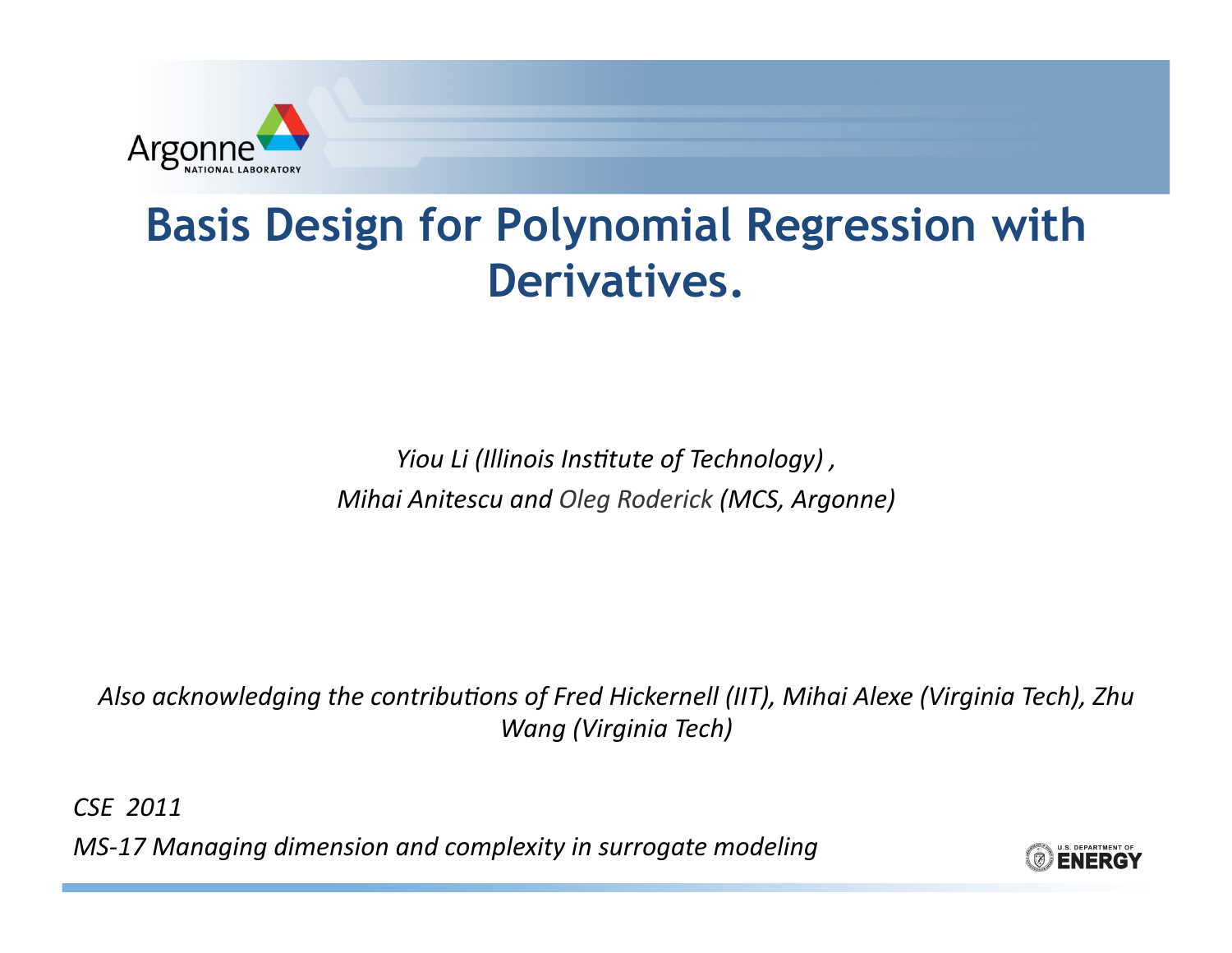# Basis Design for Polynomial Regression with Derivatives.

*Yiou Li (Illinois Institute of Technology) ,*

*Mihai Anitescu and Oleg Roderick (MCS, Argonne)*

*Also acknowledging the contributions of Fred Hickernell (IIT), Mihai Alexe (Virginia Tech), Zhu Wang (Virginia Tech)*

*CSE 2011*

*MS-17 Managing dimension and complexity in surrogate modeling*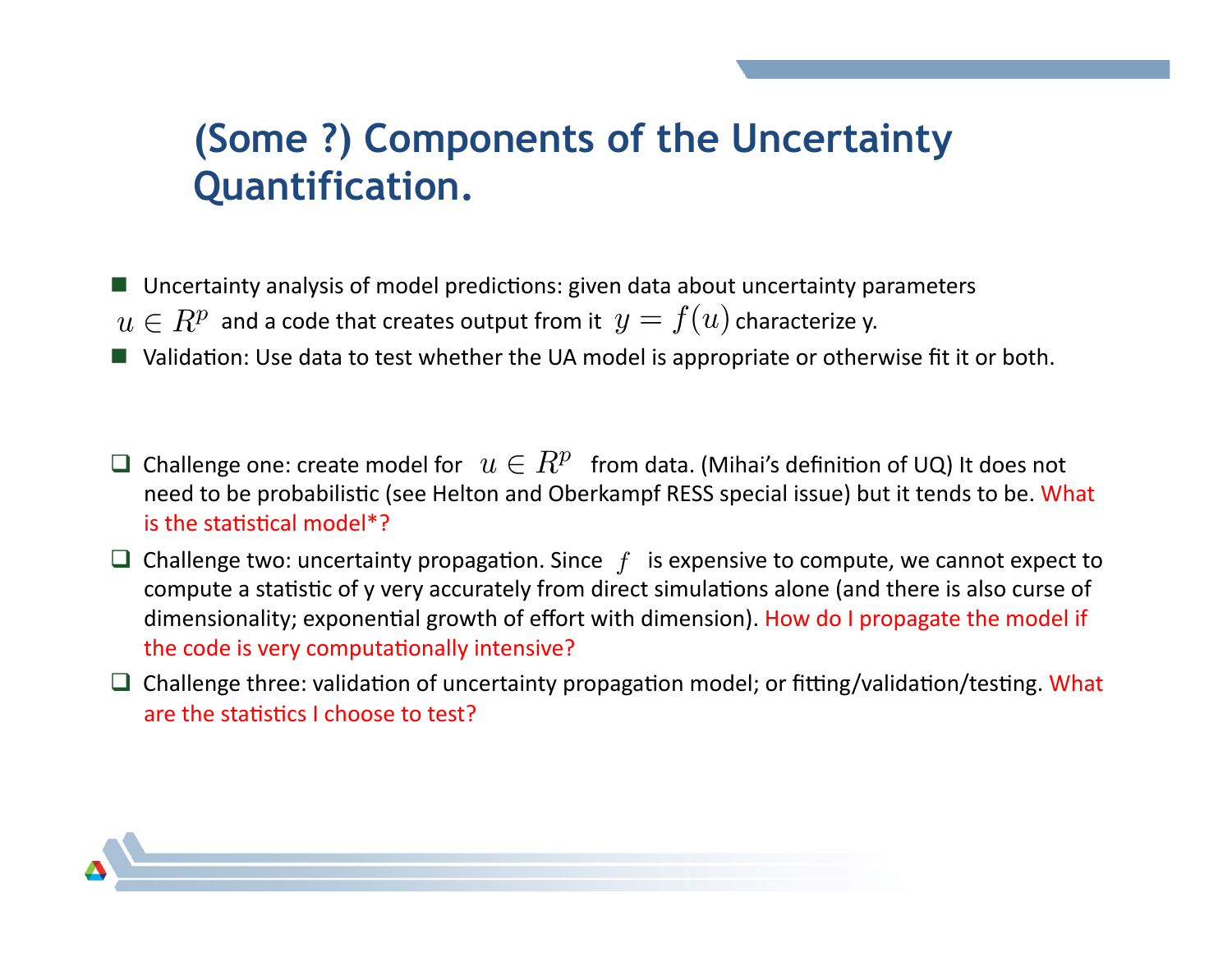# (Some ?) Components of the Uncertainty Quantification.

- Uncertainty analysis of model predictions: given data about uncertainty parameters $u \in R^p$ and a code that creates output from it $y = f(u)$ characterize y.
- Validation: Use data to test whether the UA model is appropriate or otherwise fit it or both.

- Challenge one: create model for $u \in R^p$ from data. (Mihai's definition of UQ) It does not need to be probabilistic (see Helton and Oberkampf RESS special issue) but it tends to be. What is the statistical model*?
- Challenge two: uncertainty propagation. Since $f$ is expensive to compute, we cannot expect to compute a statistic of y very accurately from direct simulations alone (and there is also curse of dimensionality; exponential growth of effort with dimension). How do I propagate the model if the code is very computationally intensive?
- Challenge three: validation of uncertainty propagation model; or fitting/validation/testing. What are the statistics I choose to test?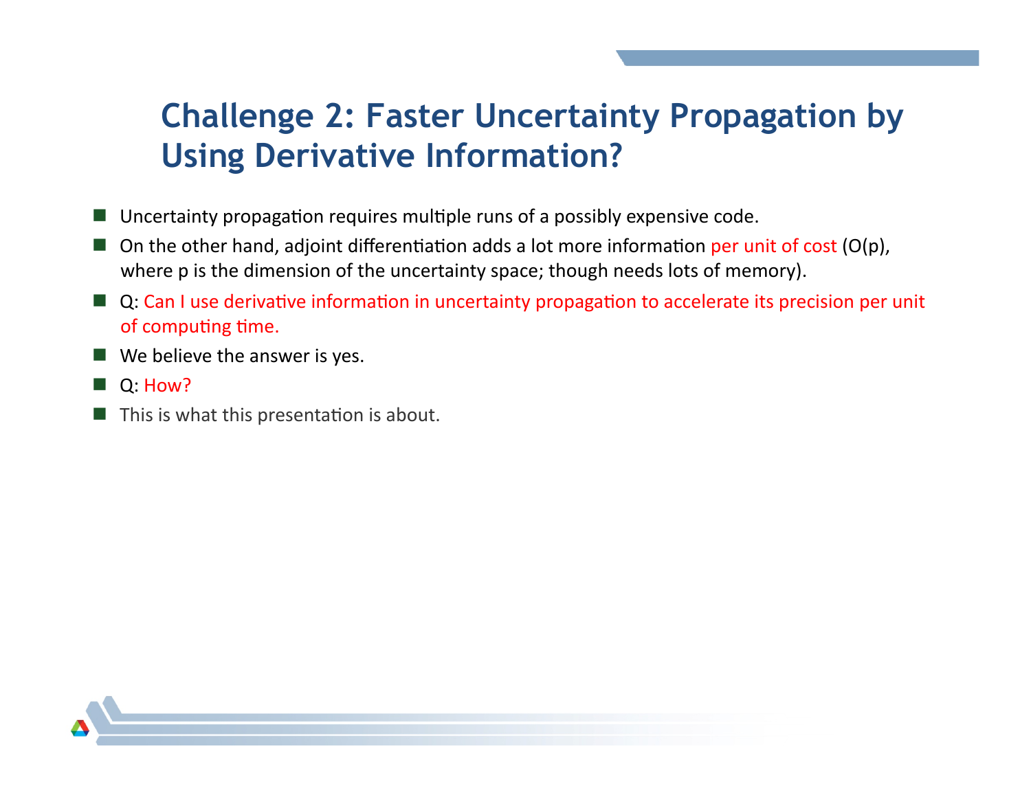# Challenge 2: Faster Uncertainty Propagation by Using Derivative Information?

- Uncertainty propagation requires multiple runs of a possibly expensive code.
- On the other hand, adjoint differentiation adds a lot more information per unit of cost ($O(p)$, where p is the dimension of the uncertainty space; though needs lots of memory).
- Q: Can I use derivative information in uncertainty propagation to accelerate its precision per unit of computing time.
- We believe the answer is yes.
- Q: How?
- This is what this presentation is about.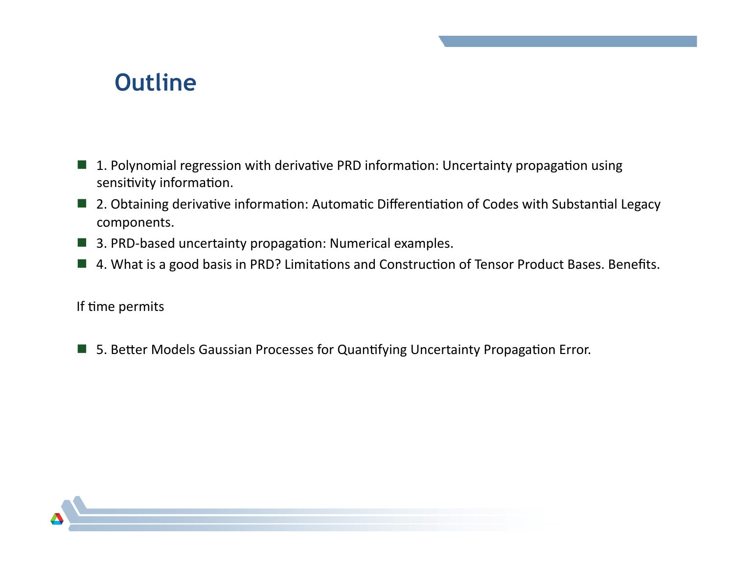# Outline

- 1. Polynomial regression with derivative PRD information: Uncertainty propagation using sensitivity information.
- 2. Obtaining derivative information: Automatic Differentiation of Codes with Substantial Legacy components.
- 3. PRD-based uncertainty propagation: Numerical examples.
- 4. What is a good basis in PRD? Limitations and Construction of Tensor Product Bases. Benefits.

If time permits

- 5. Better Models Gaussian Processes for Quantifying Uncertainty Propagation Error.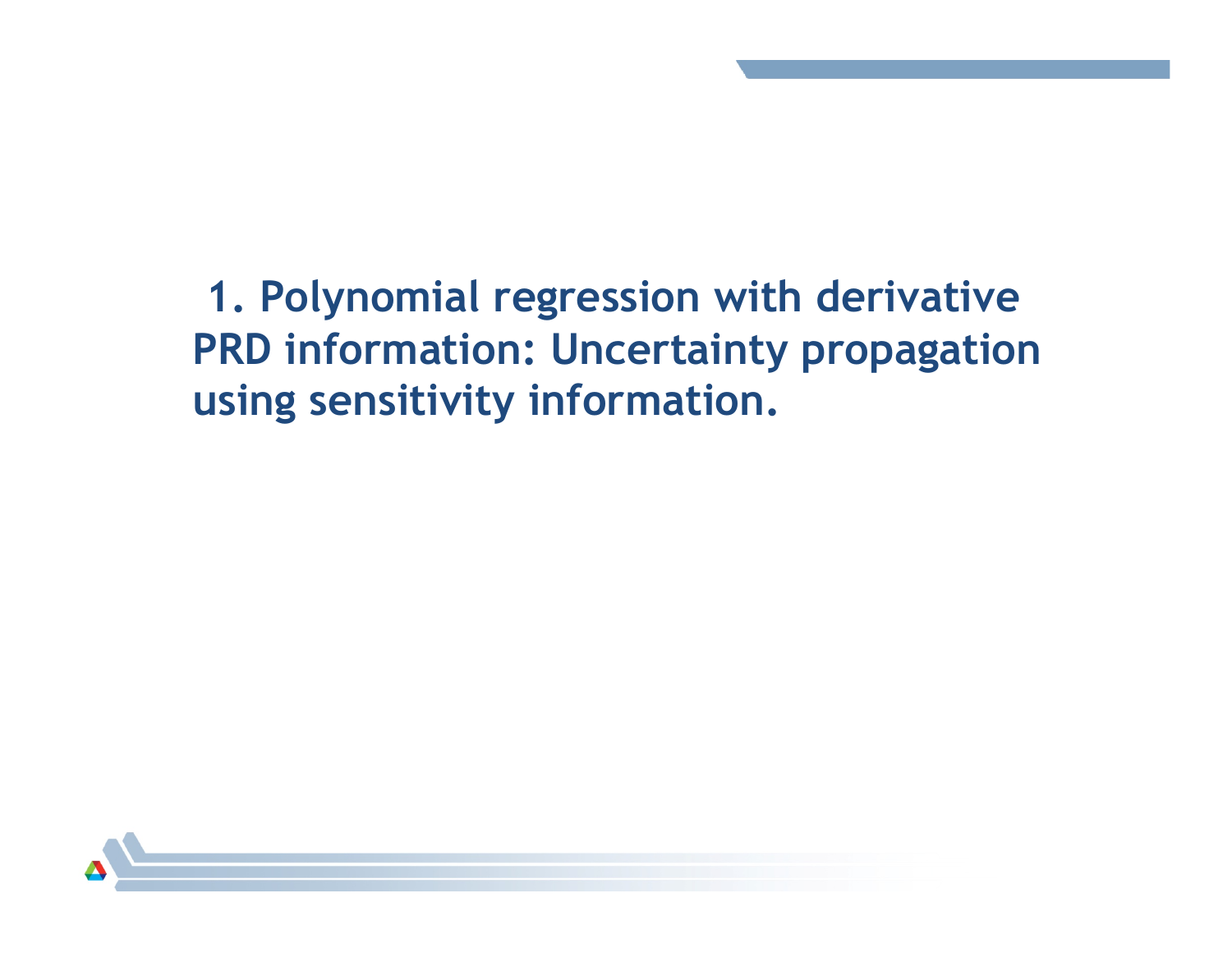# 1. Polynomial regression with derivative PRD information: Uncertainty propagation using sensitivity information.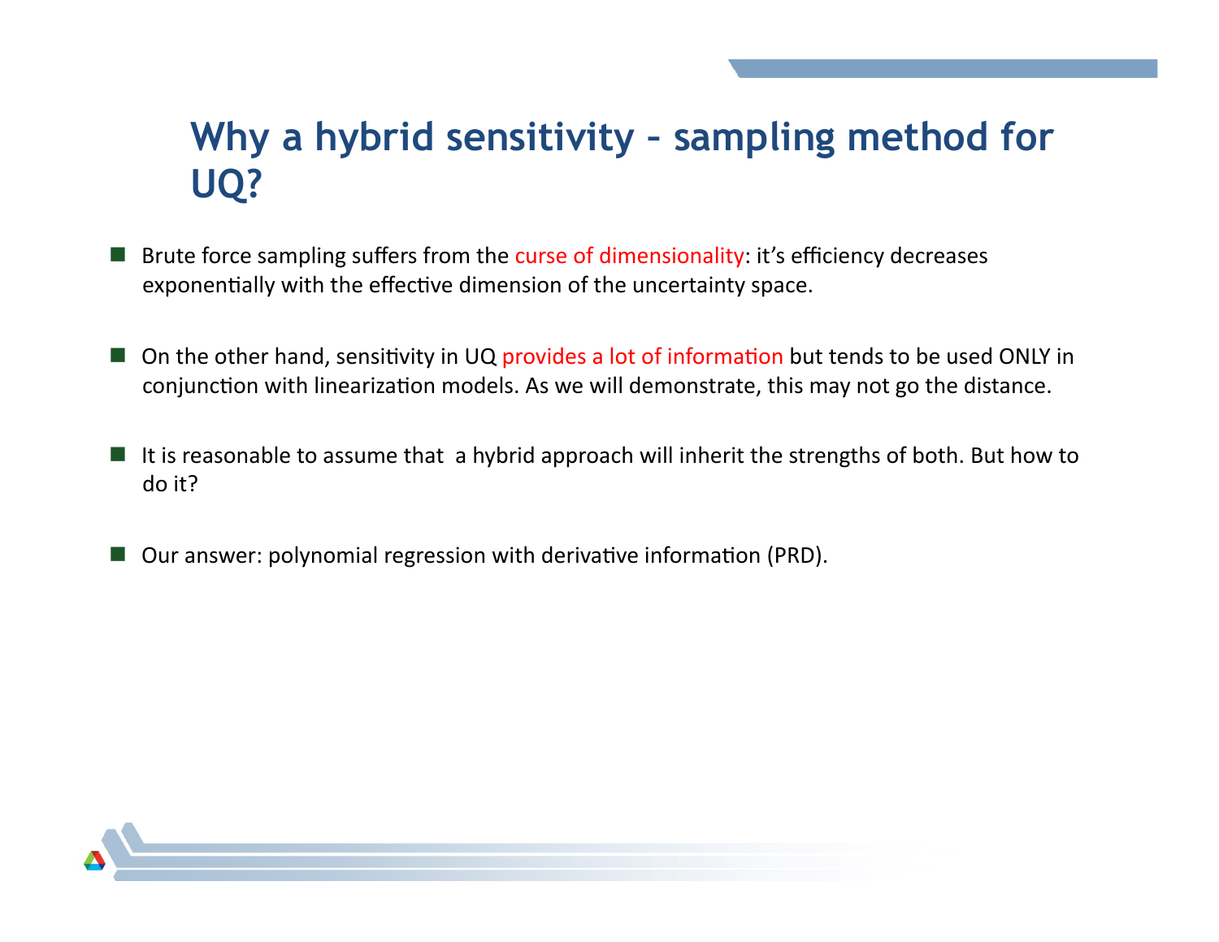# Why a hybrid sensitivity – sampling method for UQ?

- Brute force sampling suffers from the curse of dimensionality: it's efficiency decreases exponentially with the effective dimension of the uncertainty space.

- On the other hand, sensitivity in UQ provides a lot of information but tends to be used ONLY in conjunction with linearization models. As we will demonstrate, this may not go the distance.

- It is reasonable to assume that a hybrid approach will inherit the strengths of both. But how to do it?

- Our answer: polynomial regression with derivative information (PRD).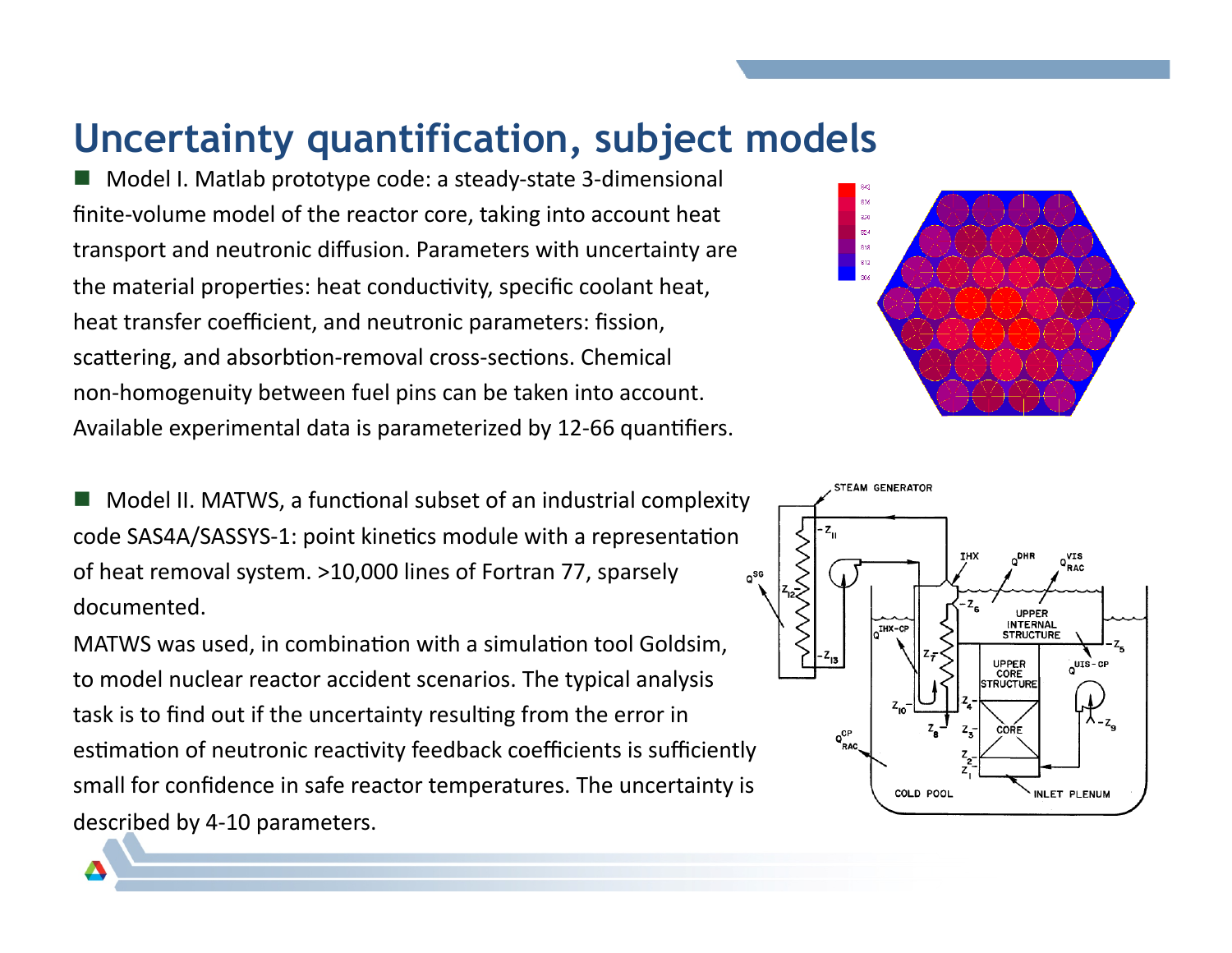# Uncertainty quantification, subject models

- Model I. Matlab prototype code: a steady-state 3-dimensional finite-volume model of the reactor core, taking into account heat transport and neutronic diffusion. Parameters with uncertainty are the material properties: heat conductivity, specific coolant heat, heat transfer coefficient, and neutronic parameters: fission, scattering, and absorbtion-removal cross-sections. Chemical non-homogenuity between fuel pins can be taken into account. Available experimental data is parameterized by 12-66 quantifiers.

- Model II. MATWS, a functional subset of an industrial complexity code SAS4A/SASSYS-1: point kinetics module with a representation of heat removal system. >10,000 lines of Fortran 77, sparsely documented.

MATWS was used, in combination with a simulation tool Goldsim, to model nuclear reactor accident scenarios. The typical analysis task is to find out if the uncertainty resulting from the error in estimation of neutronic reactivity feedback coefficients is sufficiently small for confidence in safe reactor temperatures. The uncertainty is described by 4-10 parameters.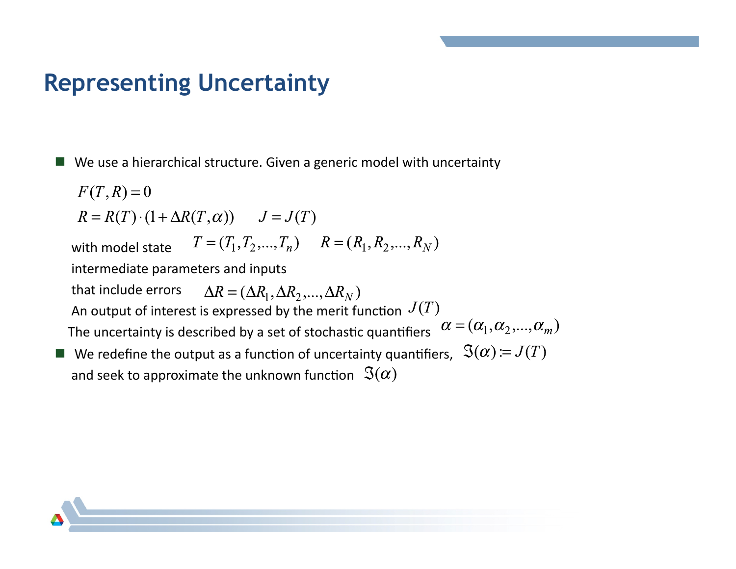# Representing Uncertainty

- We use a hierarchical structure. Given a generic model with uncertainty

  $$F(T,R)=0$$

  $$R=R(T)\cdot(1+\Delta R(T,\alpha)) \qquad J=J(T)$$

  with model state $T=(T_1,T_2,\ldots,T_n)$ $\quad R=(R_1,R_2,\ldots,R_N)$

  intermediate parameters and inputs

  that include errors $\Delta R=(\Delta R_1,\Delta R_2,\ldots,\Delta R_N)$

  An output of interest is expressed by the merit function $J(T)$

  The uncertainty is described by a set of stochastic quantifiers $\alpha=(\alpha_1,\alpha_2,\ldots,\alpha_m)$

- We redefine the output as a function of uncertainty quantifiers, $\Im(\alpha):=J(T)$ and seek to approximate the unknown function $\Im(\alpha)$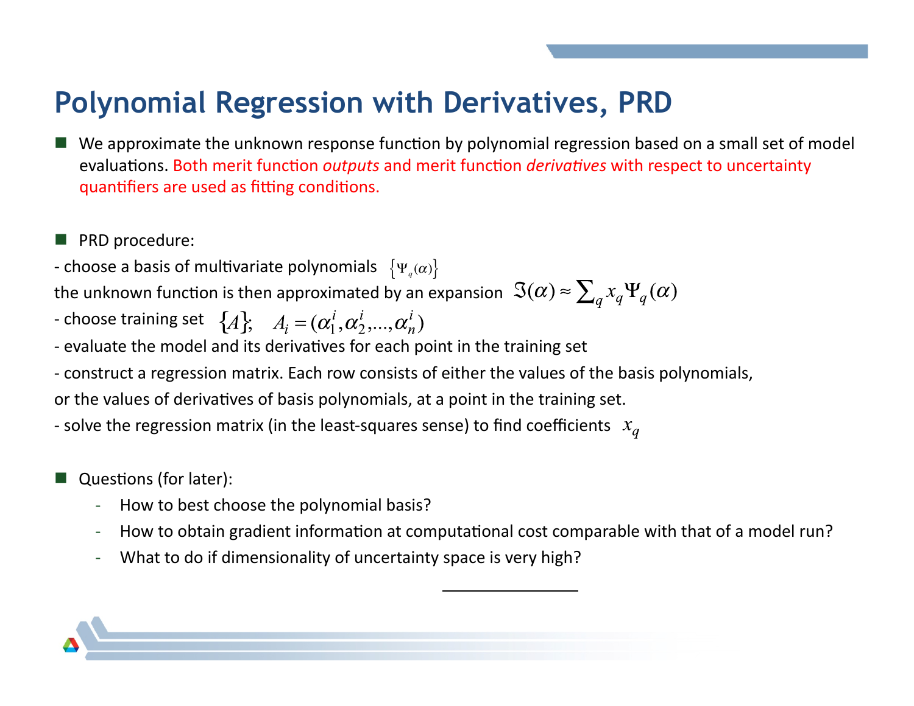# Polynomial Regression with Derivatives, PRD

- We approximate the unknown response function by polynomial regression based on a small set of model evaluations. Both merit function *outputs* and merit function *derivatives* with respect to uncertainty quantifiers are used as fitting conditions.

- PRD procedure:

- choose a basis of multivariate polynomials $\{\Psi_q(\alpha)\}$

the unknown function is then approximated by an expansion $\Im(\alpha) \approx \sum_q x_q \Psi_q(\alpha)$

- choose training set $\{A\}; \quad A_i = (\alpha_1^i, \alpha_2^i, ..., \alpha_n^i)$

- evaluate the model and its derivatives for each point in the training set

- construct a regression matrix. Each row consists of either the values of the basis polynomials, or the values of derivatives of basis polynomials, at a point in the training set.

- solve the regression matrix (in the least-squares sense) to find coefficients $x_q$

- Questions (for later):
  - How to best choose the polynomial basis?
  - How to obtain gradient information at computational cost comparable with that of a model run?
  - What to do if dimensionality of uncertainty space is very high?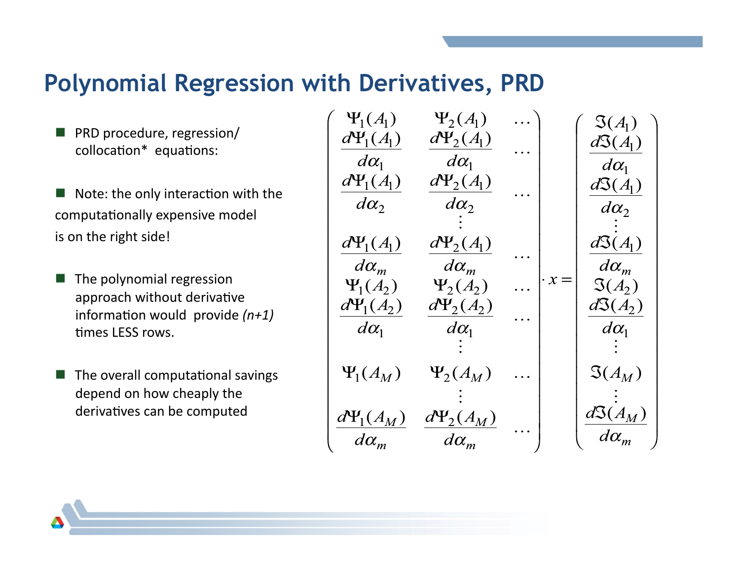# Polynomial Regression with Derivatives, PRD

- PRD procedure, regression/ collocation* equations:

- Note: the only interaction with the computationally expensive model is on the right side!

- The polynomial regression approach without derivative information would provide *(n+1)* times LESS rows.

- The overall computational savings depend on how cheaply the derivatives can be computed

$$
\begin{pmatrix}
\Psi_1(A_1) & \Psi_2(A_1) & \cdots \\
\dfrac{d\Psi_1(A_1)}{d\alpha_1} & \dfrac{d\Psi_2(A_1)}{d\alpha_1} & \cdots \\
\dfrac{d\Psi_1(A_1)}{d\alpha_2} & \dfrac{d\Psi_2(A_1)}{d\alpha_2} & \cdots \\
 & \vdots & \\
\dfrac{d\Psi_1(A_1)}{d\alpha_m} & \dfrac{d\Psi_2(A_1)}{d\alpha_m} & \cdots \\
\Psi_1(A_2) & \Psi_2(A_2) & \cdots \\
\dfrac{d\Psi_1(A_2)}{d\alpha_1} & \dfrac{d\Psi_2(A_2)}{d\alpha_1} & \cdots \\
 & \vdots & \\
\Psi_1(A_M) & \Psi_2(A_M) & \cdots \\
 & \vdots & \\
\dfrac{d\Psi_1(A_M)}{d\alpha_m} & \dfrac{d\Psi_2(A_M)}{d\alpha_m} & \cdots
\end{pmatrix}
\cdot x =
\begin{pmatrix}
\Im(A_1) \\
\dfrac{d\Im(A_1)}{d\alpha_1} \\
\dfrac{d\Im(A_1)}{d\alpha_2} \\
\vdots \\
\dfrac{d\Im(A_1)}{d\alpha_m} \\
\Im(A_2) \\
\dfrac{d\Im(A_2)}{d\alpha_1} \\
\vdots \\
\Im(A_M) \\
\vdots \\
\dfrac{d\Im(A_M)}{d\alpha_m}
\end{pmatrix}
$$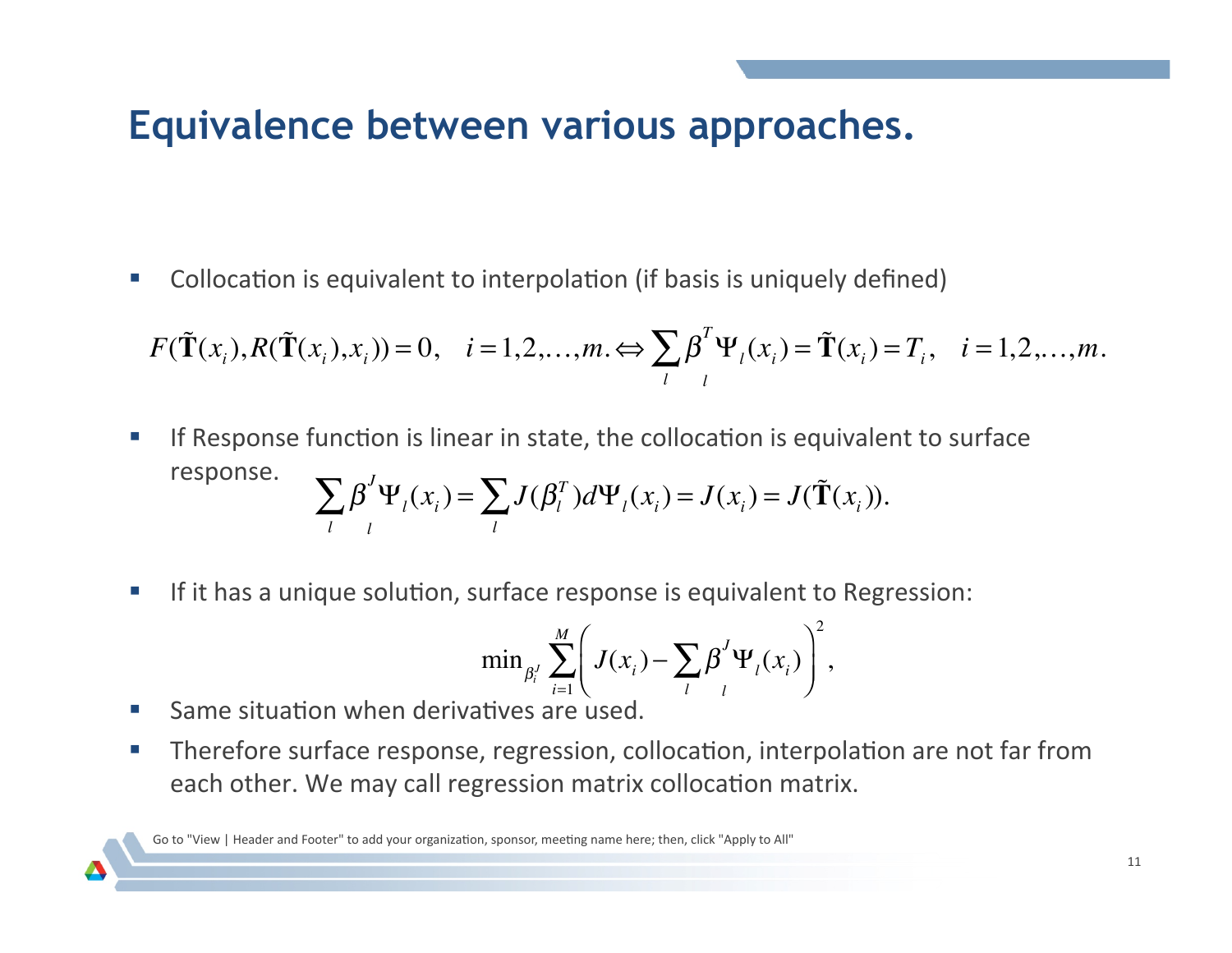# Equivalence between various approaches.

- Collocation is equivalent to interpolation (if basis is uniquely defined)

$$F(\tilde{\mathbf{T}}(x_i), R(\tilde{\mathbf{T}}(x_i), x_i)) = 0, \quad i = 1, 2, \ldots, m. \Leftrightarrow \sum_l \beta_l^T \Psi_l(x_i) = \tilde{\mathbf{T}}(x_i) = T_i, \quad i = 1, 2, \ldots, m.$$

- If Response function is linear in state, the collocation is equivalent to surface response.

$$\sum_l \beta_l^J \Psi_l(x_i) = \sum_l J(\beta_l^T) d\Psi_l(x_i) = J(x_i) = J(\tilde{\mathbf{T}}(x_i)).$$

- If it has a unique solution, surface response is equivalent to Regression:

$$\min_{\beta_i^J} \sum_{i=1}^{M} \left( J(x_i) - \sum_l \beta_l^J \Psi_l(x_i) \right)^2,$$

- Same situation when derivatives are used.
- Therefore surface response, regression, collocation, interpolation are not far from each other. We may call regression matrix collocation matrix.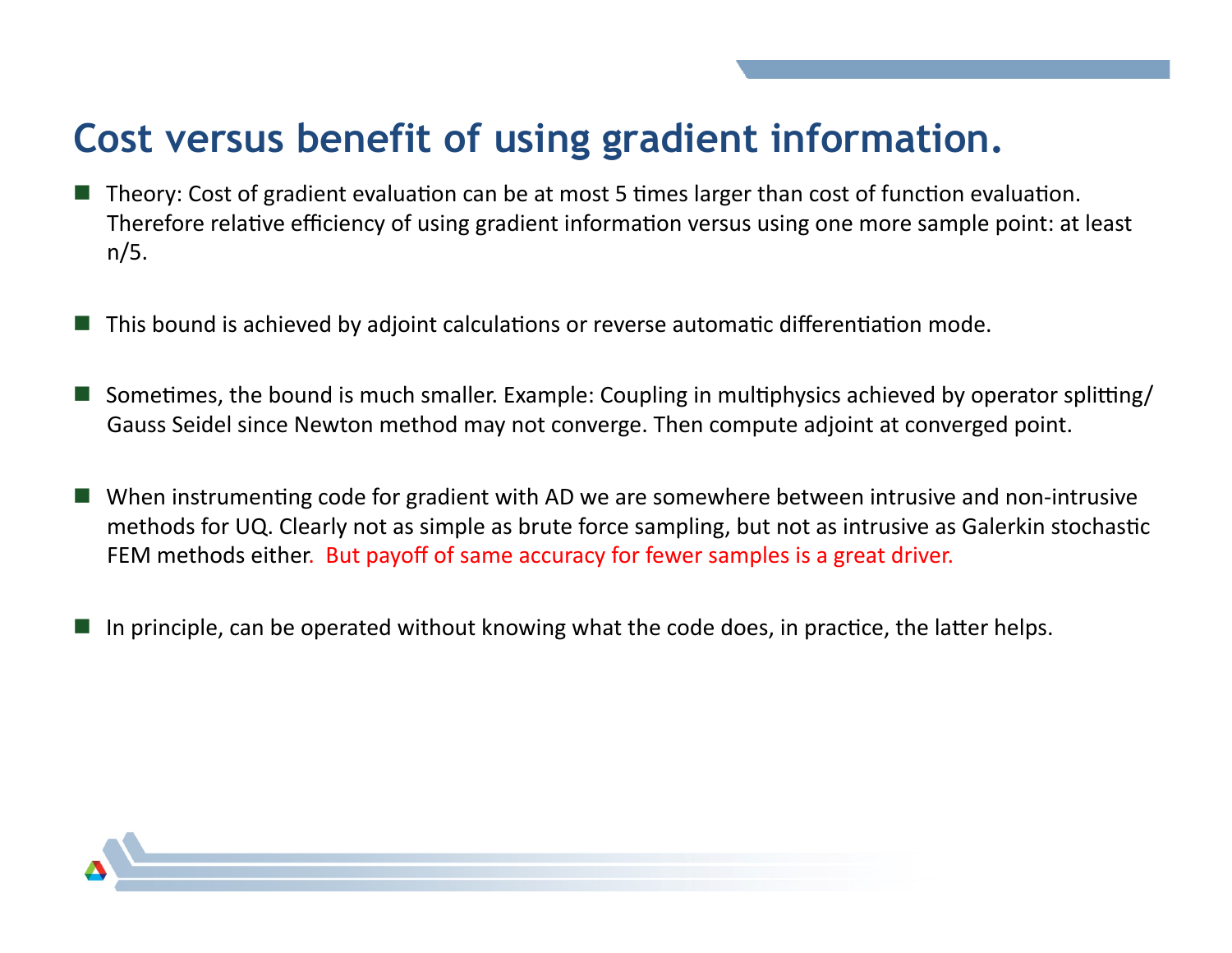# Cost versus benefit of using gradient information.

- Theory: Cost of gradient evaluation can be at most 5 times larger than cost of function evaluation. Therefore relative efficiency of using gradient information versus using one more sample point: at least n/5.

- This bound is achieved by adjoint calculations or reverse automatic differentiation mode.

- Sometimes, the bound is much smaller. Example: Coupling in multiphysics achieved by operator splitting/ Gauss Seidel since Newton method may not converge. Then compute adjoint at converged point.

- When instrumenting code for gradient with AD we are somewhere between intrusive and non-intrusive methods for UQ. Clearly not as simple as brute force sampling, but not as intrusive as Galerkin stochastic FEM methods either. But payoff of same accuracy for fewer samples is a great driver.

- In principle, can be operated without knowing what the code does, in practice, the latter helps.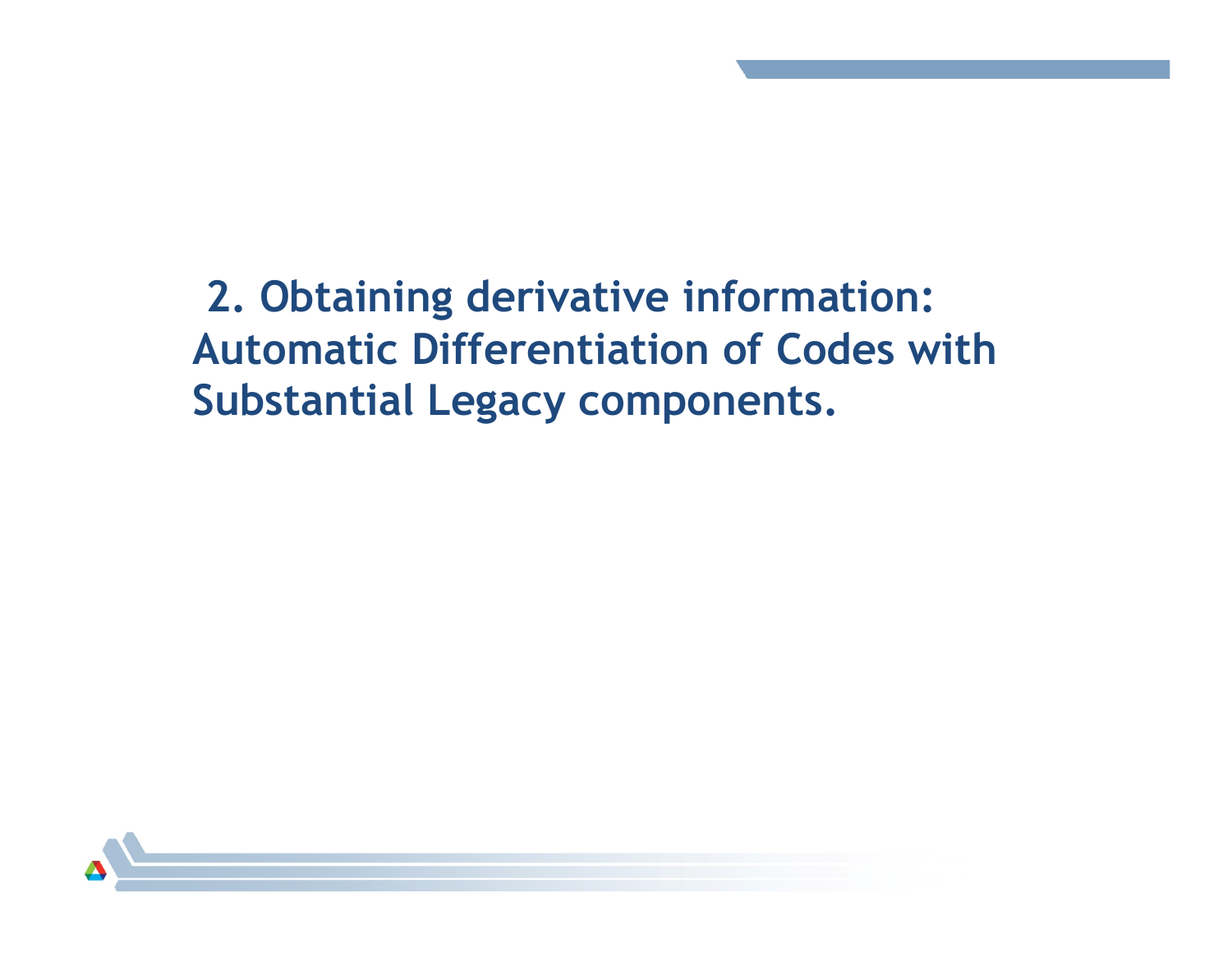# 2. Obtaining derivative information: Automatic Differentiation of Codes with Substantial Legacy components.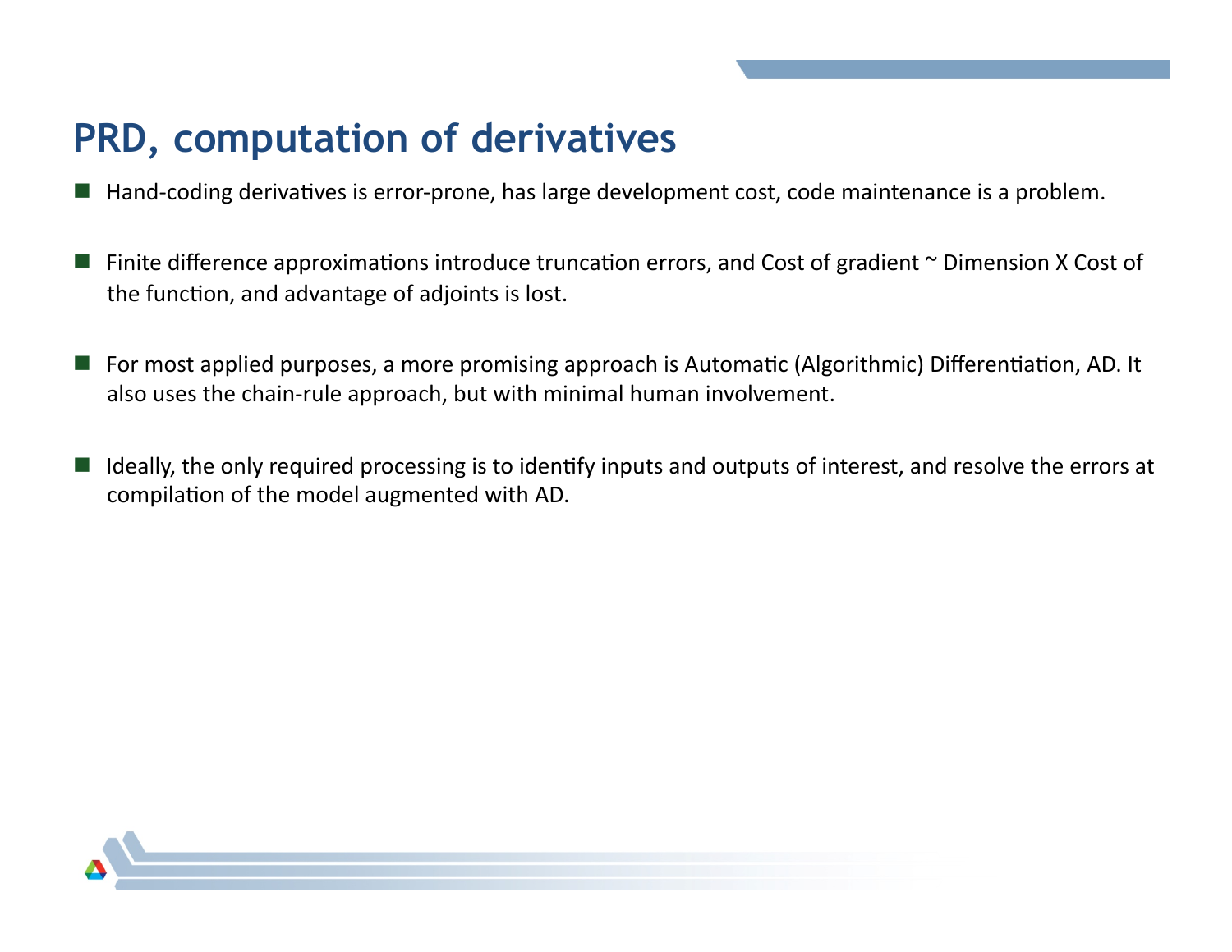# PRD, computation of derivatives

- Hand-coding derivatives is error-prone, has large development cost, code maintenance is a problem.

- Finite difference approximations introduce truncation errors, and Cost of gradient ~ Dimension X Cost of the function, and advantage of adjoints is lost.

- For most applied purposes, a more promising approach is Automatic (Algorithmic) Differentiation, AD. It also uses the chain-rule approach, but with minimal human involvement.

- Ideally, the only required processing is to identify inputs and outputs of interest, and resolve the errors at compilation of the model augmented with AD.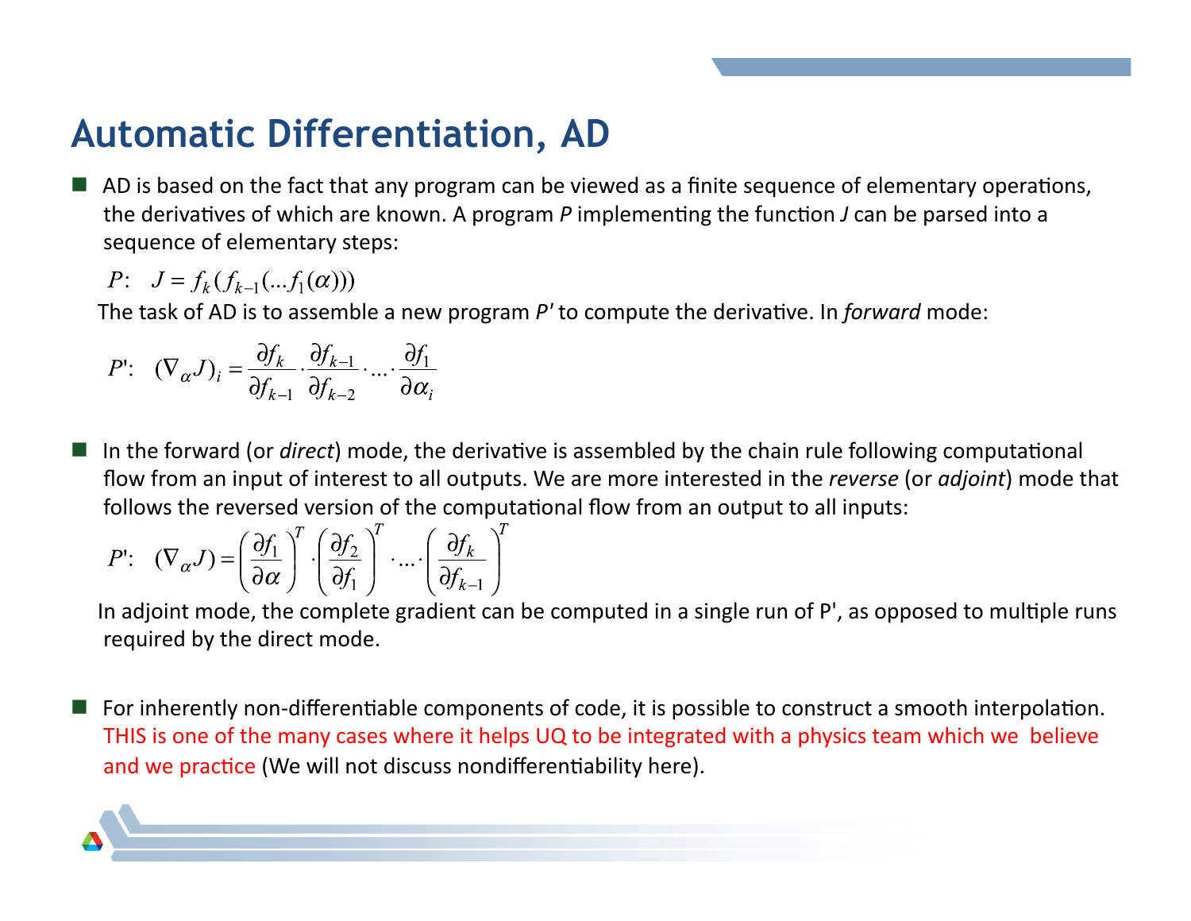# Automatic Differentiation, AD

- AD is based on the fact that any program can be viewed as a finite sequence of elementary operations, the derivatives of which are known. A program *P* implementing the function *J* can be parsed into a sequence of elementary steps:

  $$P: \quad J = f_k(f_{k-1}(...f_1(\alpha)))$$

  The task of AD is to assemble a new program *P'* to compute the derivative. In *forward* mode:

  $$P': \quad (\nabla_\alpha J)_i = \frac{\partial f_k}{\partial f_{k-1}} \cdot \frac{\partial f_{k-1}}{\partial f_{k-2}} \cdot ... \cdot \frac{\partial f_1}{\partial \alpha_i}$$

- In the forward (or *direct*) mode, the derivative is assembled by the chain rule following computational flow from an input of interest to all outputs. We are more interested in the *reverse* (or *adjoint*) mode that follows the reversed version of the computational flow from an output to all inputs:

  $$P': \quad (\nabla_\alpha J) = \left(\frac{\partial f_1}{\partial \alpha}\right)^T \cdot \left(\frac{\partial f_2}{\partial f_1}\right)^T \cdot ... \cdot \left(\frac{\partial f_k}{\partial f_{k-1}}\right)^T$$

  In adjoint mode, the complete gradient can be computed in a single run of P', as opposed to multiple runs required by the direct mode.

- For inherently non-differentiable components of code, it is possible to construct a smooth interpolation. THIS is one of the many cases where it helps UQ to be integrated with a physics team which we believe and we practice (We will not discuss nondifferentiability here).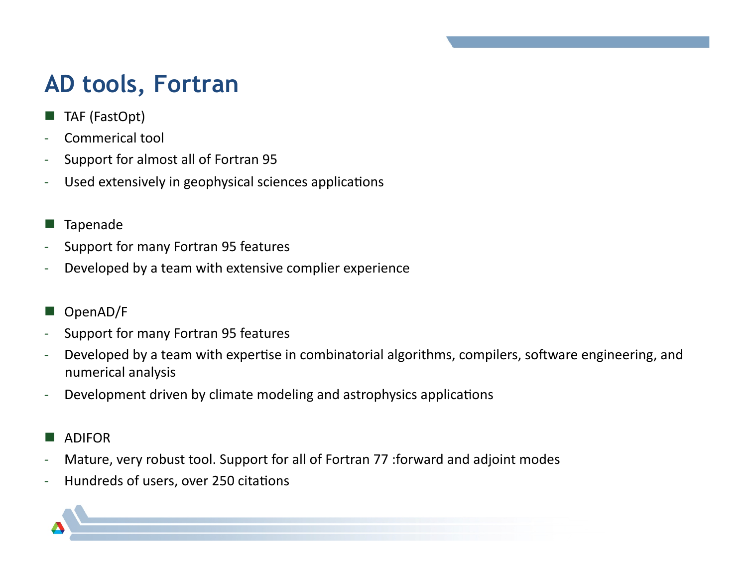# AD tools, Fortran

- TAF (FastOpt)
  - Commerical tool
  - Support for almost all of Fortran 95
  - Used extensively in geophysical sciences applications

- Tapenade
  - Support for many Fortran 95 features
  - Developed by a team with extensive complier experience

- OpenAD/F
  - Support for many Fortran 95 features
  - Developed by a team with expertise in combinatorial algorithms, compilers, software engineering, and numerical analysis
  - Development driven by climate modeling and astrophysics applications

- ADIFOR
  - Mature, very robust tool. Support for all of Fortran 77 :forward and adjoint modes
  - Hundreds of users, over 250 citations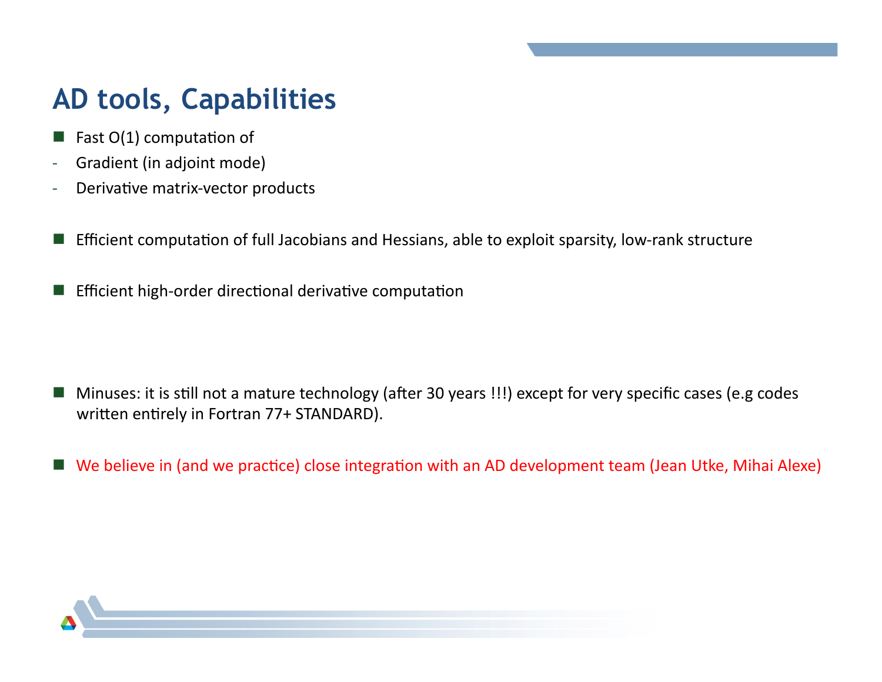# AD tools, Capabilities

- Fast O(1) computation of
  - Gradient (in adjoint mode)
  - Derivative matrix-vector products

- Efficient computation of full Jacobians and Hessians, able to exploit sparsity, low-rank structure

- Efficient high-order directional derivative computation

- Minuses: it is still not a mature technology (after 30 years !!!) except for very specific cases (e.g codes written entirely in Fortran 77+ STANDARD).

- We believe in (and we practice) close integration with an AD development team (Jean Utke, Mihai Alexe)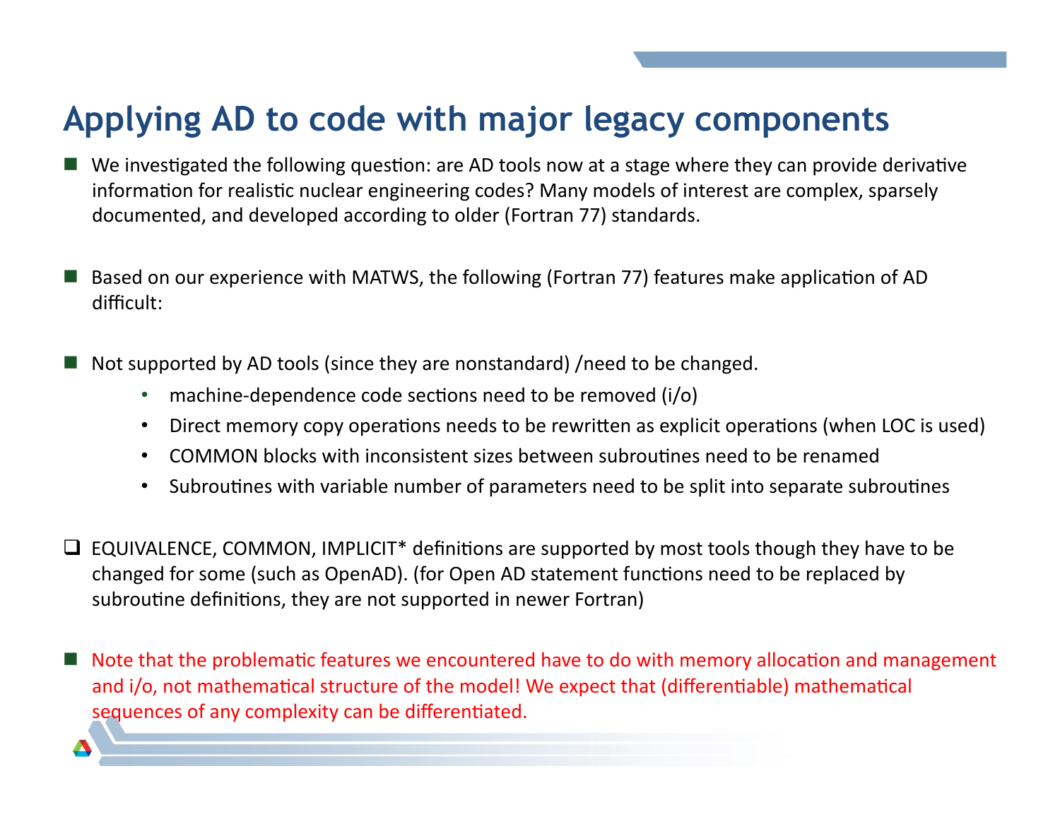# Applying AD to code with major legacy components

- We investigated the following question: are AD tools now at a stage where they can provide derivative information for realistic nuclear engineering codes? Many models of interest are complex, sparsely documented, and developed according to older (Fortran 77) standards.

- Based on our experience with MATWS, the following (Fortran 77) features make application of AD difficult:

- Not supported by AD tools (since they are nonstandard) /need to be changed.
  - machine-dependence code sections need to be removed (i/o)
  - Direct memory copy operations needs to be rewritten as explicit operations (when LOC is used)
  - COMMON blocks with inconsistent sizes between subroutines need to be renamed
  - Subroutines with variable number of parameters need to be split into separate subroutines

- EQUIVALENCE, COMMON, IMPLICIT* definitions are supported by most tools though they have to be changed for some (such as OpenAD). (for Open AD statement functions need to be replaced by subroutine definitions, they are not supported in newer Fortran)

- Note that the problematic features we encountered have to do with memory allocation and management and i/o, not mathematical structure of the model! We expect that (differentiable) mathematical sequences of any complexity can be differentiated.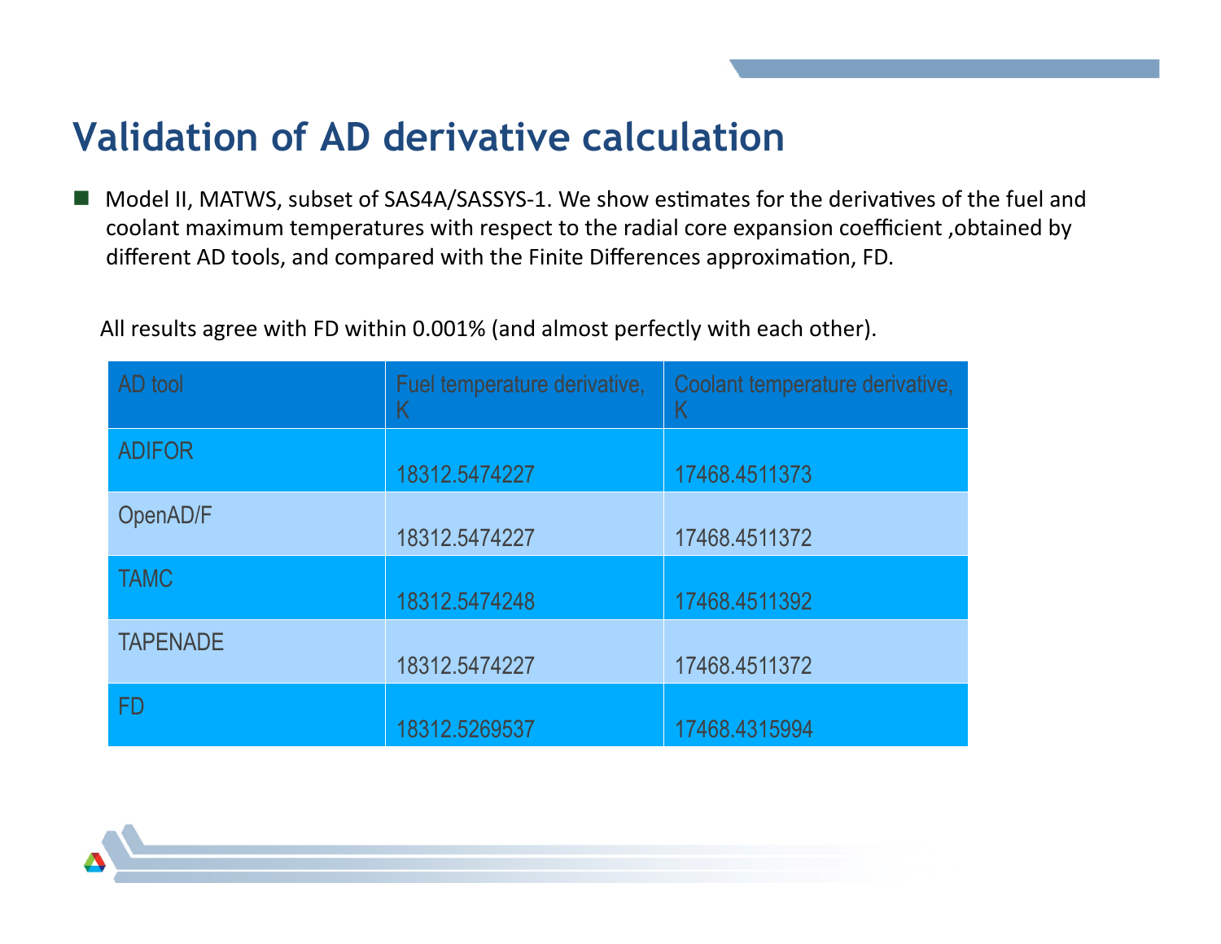# Validation of AD derivative calculation

- Model II, MATWS, subset of SAS4A/SASSYS-1. We show estimates for the derivatives of the fuel and coolant maximum temperatures with respect to the radial core expansion coefficient ,obtained by different AD tools, and compared with the Finite Differences approximation, FD.

All results agree with FD within 0.001% (and almost perfectly with each other).

| AD tool | Fuel temperature derivative, K | Coolant temperature derivative, K |
|---|---|---|
| ADIFOR | 18312.5474227 | 17468.4511373 |
| OpenAD/F | 18312.5474227 | 17468.4511372 |
| TAMC | 18312.5474248 | 17468.4511392 |
| TAPENADE | 18312.5474227 | 17468.4511372 |
| FD | 18312.5269537 | 17468.4315994 |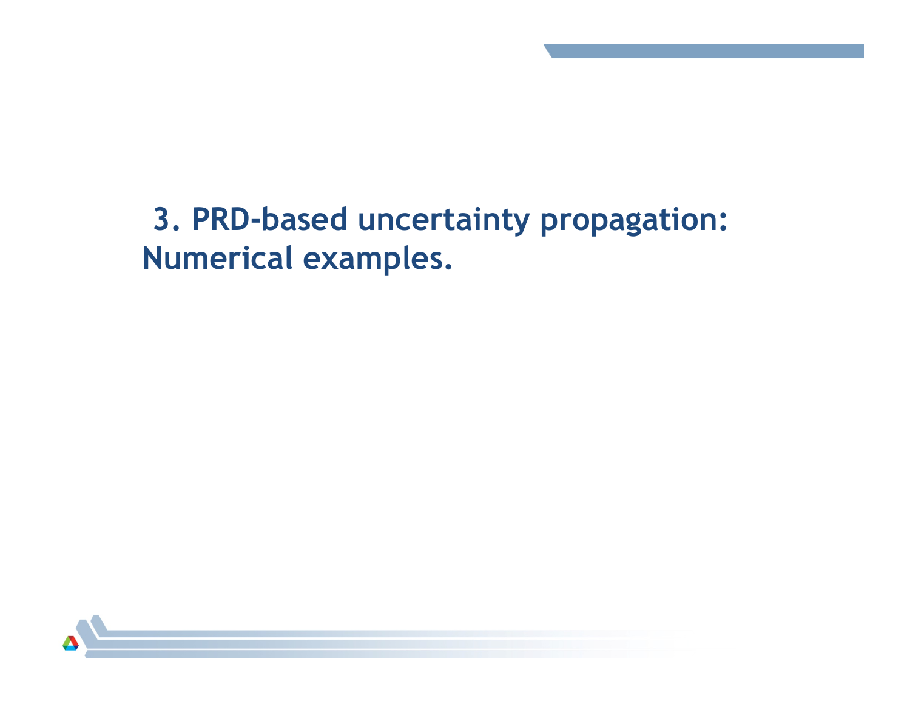# 3. PRD-based uncertainty propagation: Numerical examples.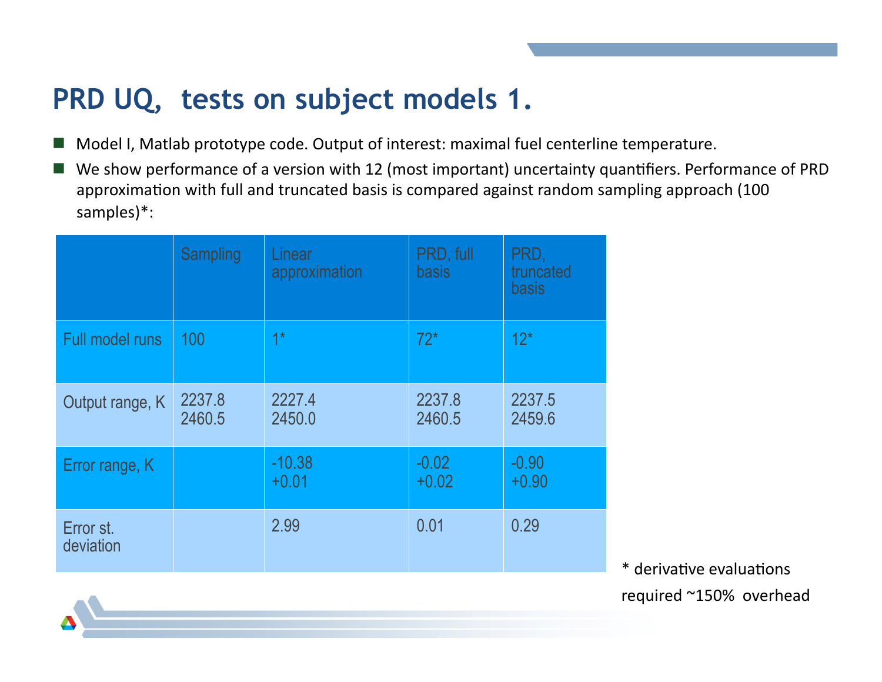# PRD UQ, tests on subject models 1.

- Model I, Matlab prototype code. Output of interest: maximal fuel centerline temperature.
- We show performance of a version with 12 (most important) uncertainty quantifiers. Performance of PRD approximation with full and truncated basis is compared against random sampling approach (100 samples)*:

| | Sampling | Linear approximation | PRD, full basis | PRD, truncated basis |
|---|---|---|---|---|
| Full model runs | 100 | 1* | 72* | 12* |
| Output range, K | 2237.8 2460.5 | 2227.4 2450.0 | 2237.8 2460.5 | 2237.5 2459.6 |
| Error range, K | | -10.38 +0.01 | -0.02 +0.02 | -0.90 +0.90 |
| Error st. deviation | | 2.99 | 0.01 | 0.29 |

* derivative evaluations required ~150% overhead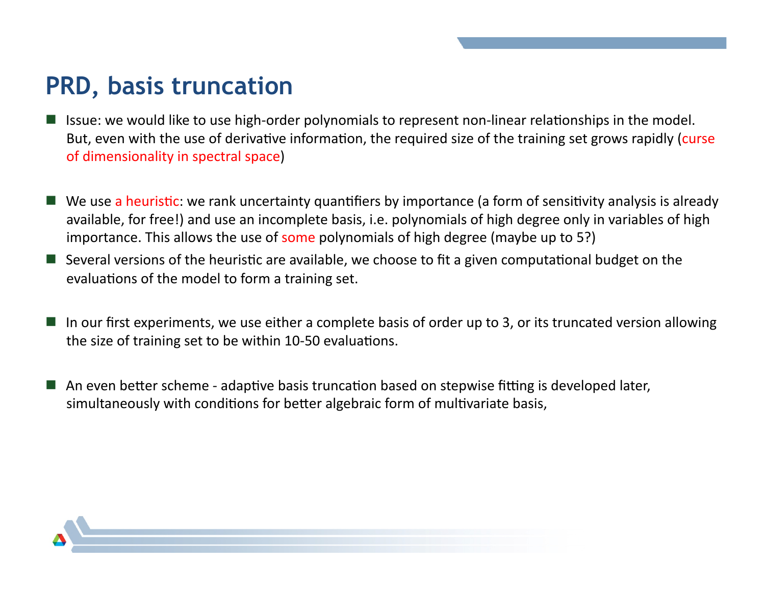# PRD, basis truncation

- Issue: we would like to use high-order polynomials to represent non-linear relationships in the model. But, even with the use of derivative information, the required size of the training set grows rapidly (curse of dimensionality in spectral space)

- We use a heuristic: we rank uncertainty quantifiers by importance (a form of sensitivity analysis is already available, for free!) and use an incomplete basis, i.e. polynomials of high degree only in variables of high importance. This allows the use of some polynomials of high degree (maybe up to 5?)
- Several versions of the heuristic are available, we choose to fit a given computational budget on the evaluations of the model to form a training set.

- In our first experiments, we use either a complete basis of order up to 3, or its truncated version allowing the size of training set to be within 10-50 evaluations.

- An even better scheme - adaptive basis truncation based on stepwise fitting is developed later, simultaneously with conditions for better algebraic form of multivariate basis,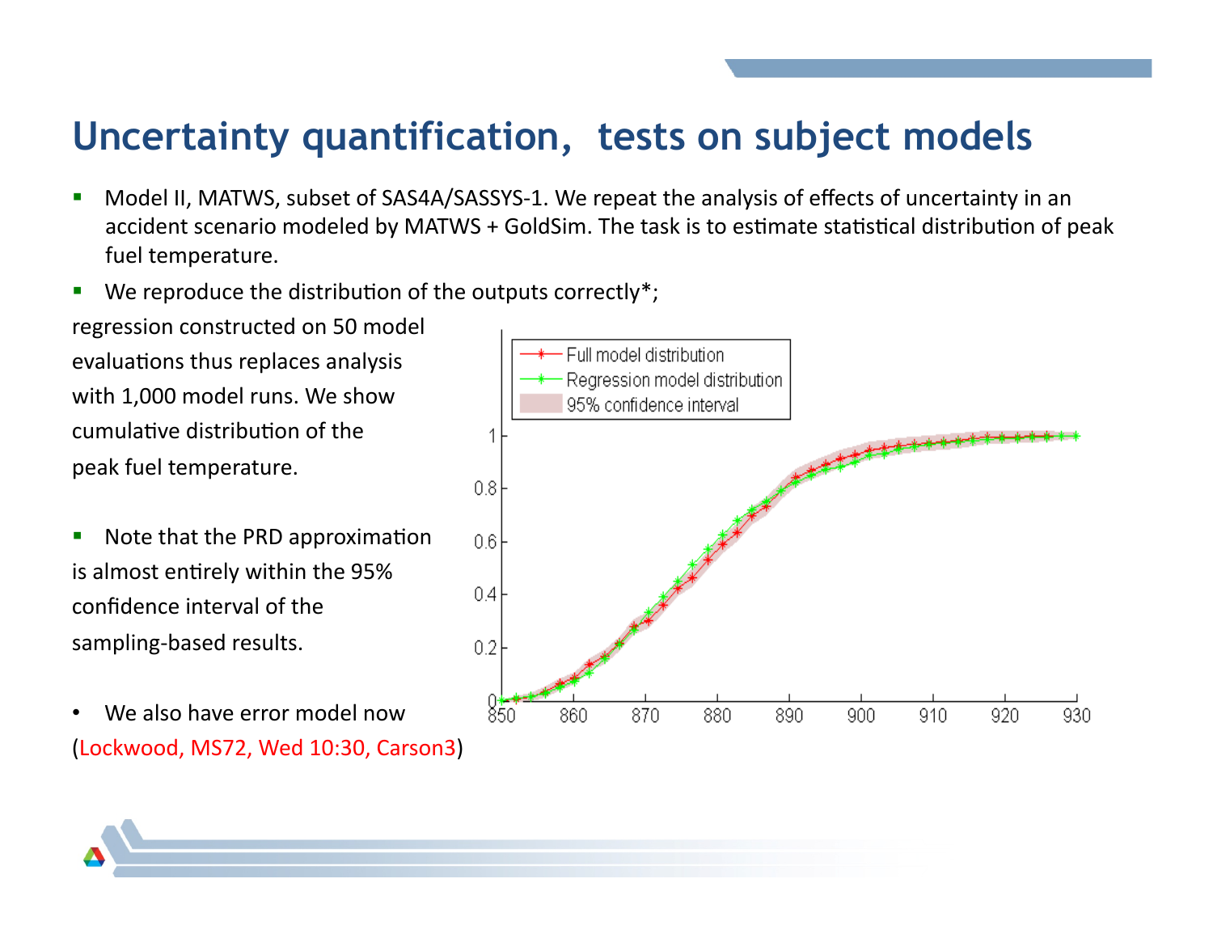# Uncertainty quantification, tests on subject models

- Model II, MATWS, subset of SAS4A/SASSYS-1. We repeat the analysis of effects of uncertainty in an accident scenario modeled by MATWS + GoldSim. The task is to estimate statistical distribution of peak fuel temperature.
- We reproduce the distribution of the outputs correctly*;

regression constructed on 50 model evaluations thus replaces analysis with 1,000 model runs. We show cumulative distribution of the peak fuel temperature.

- Note that the PRD approximation is almost entirely within the 95% confidence interval of the sampling-based results.

- We also have error model now (Lockwood, MS72, Wed 10:30, Carson3)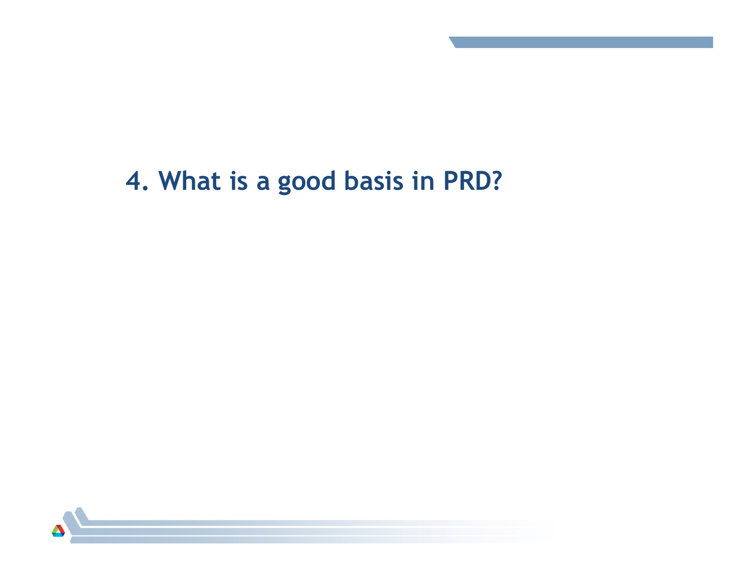# 4. What is a good basis in PRD?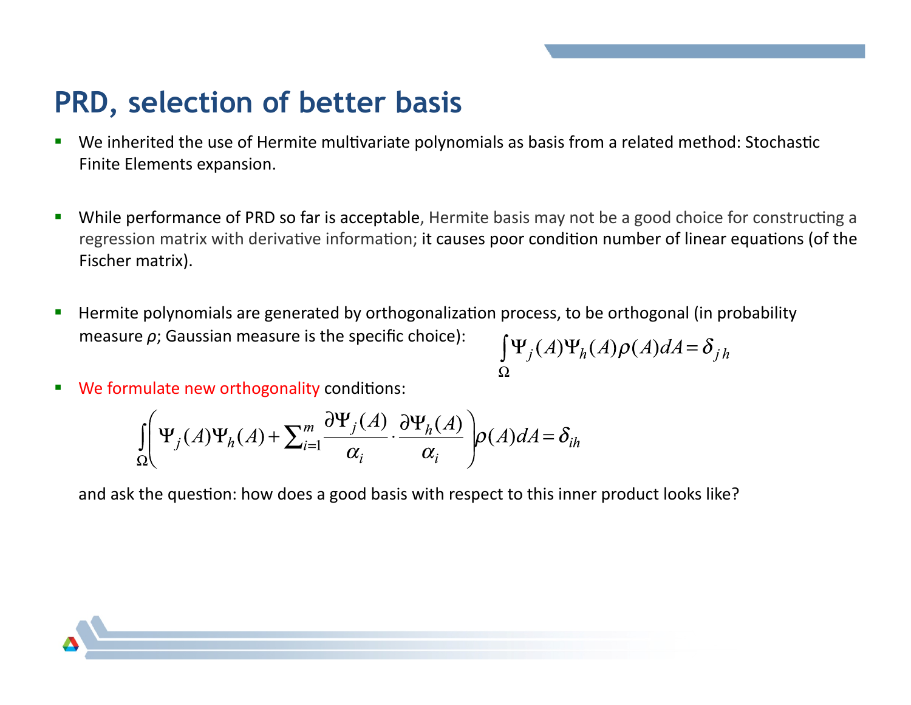# PRD, selection of better basis

- We inherited the use of Hermite multivariate polynomials as basis from a related method: Stochastic Finite Elements expansion.

- While performance of PRD so far is acceptable, Hermite basis may not be a good choice for constructing a regression matrix with derivative information; it causes poor condition number of linear equations (of the Fischer matrix).

- Hermite polynomials are generated by orthogonalization process, to be orthogonal (in probability measure $\rho$; Gaussian measure is the specific choice):

$$\int_{\Omega} \Psi_j(A) \Psi_h(A) \rho(A) dA = \delta_{jh}$$

- We formulate new orthogonality conditions:

$$\int_{\Omega} \left( \Psi_j(A) \Psi_h(A) + \sum_{i=1}^{m} \frac{\partial \Psi_j(A)}{\alpha_i} \cdot \frac{\partial \Psi_h(A)}{\alpha_i} \right) \rho(A) dA = \delta_{ih}$$

  and ask the question: how does a good basis with respect to this inner product looks like?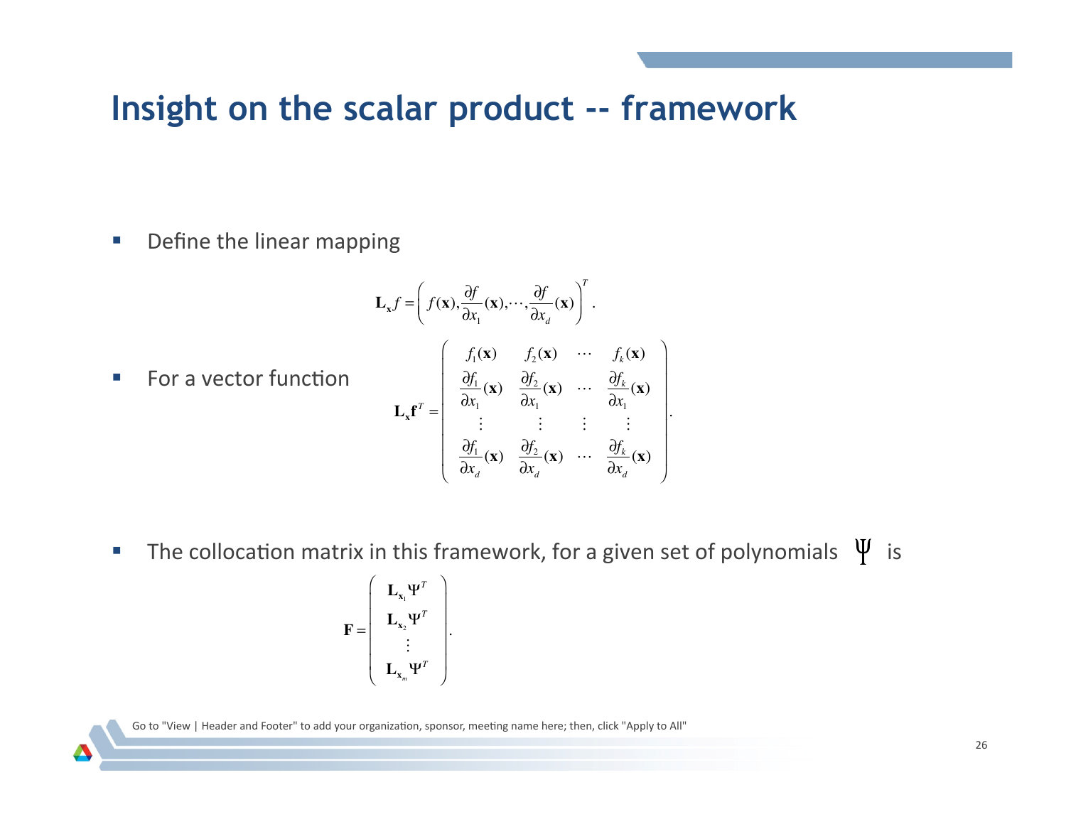# Insight on the scalar product -- framework

- Define the linear mapping

$$\mathbf{L}_{\mathbf{x}} f = \left( f(\mathbf{x}), \frac{\partial f}{\partial x_1}(\mathbf{x}), \cdots, \frac{\partial f}{\partial x_d}(\mathbf{x}) \right)^T.$$

- For a vector function

$$\mathbf{L}_{\mathbf{x}} \mathbf{f}^T = \begin{pmatrix} f_1(\mathbf{x}) & f_2(\mathbf{x}) & \cdots & f_k(\mathbf{x}) \\ \frac{\partial f_1}{\partial x_1}(\mathbf{x}) & \frac{\partial f_2}{\partial x_1}(\mathbf{x}) & \cdots & \frac{\partial f_k}{\partial x_1}(\mathbf{x}) \\ \vdots & \vdots & \vdots & \vdots \\ \frac{\partial f_1}{\partial x_d}(\mathbf{x}) & \frac{\partial f_2}{\partial x_d}(\mathbf{x}) & \cdots & \frac{\partial f_k}{\partial x_d}(\mathbf{x}) \end{pmatrix}.$$

- The collocation matrix in this framework, for a given set of polynomials $\Psi$ is

$$\mathbf{F} = \begin{pmatrix} \mathbf{L}_{\mathbf{x}_1} \Psi^T \\ \mathbf{L}_{\mathbf{x}_2} \Psi^T \\ \vdots \\ \mathbf{L}_{\mathbf{x}_m} \Psi^T \end{pmatrix}.$$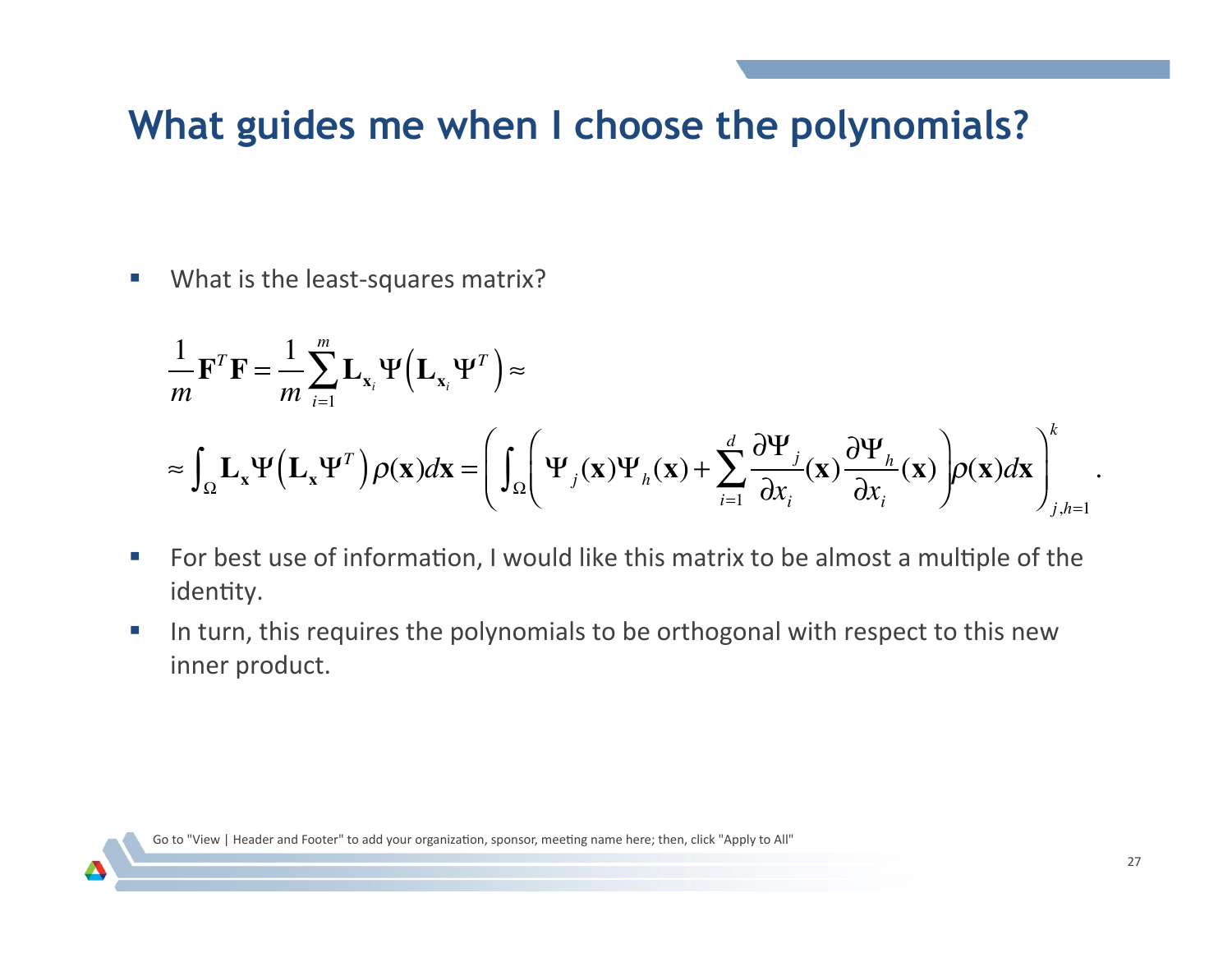# What guides me when I choose the polynomials?

- What is the least-squares matrix?

$$
\frac{1}{m}\mathbf{F}^T\mathbf{F} = \frac{1}{m}\sum_{i=1}^{m}\mathbf{L}_{\mathbf{x}_i}\Psi\left(\mathbf{L}_{\mathbf{x}_i}\Psi^T\right) \approx
$$

$$
\approx \int_\Omega \mathbf{L}_\mathbf{x}\Psi\left(\mathbf{L}_\mathbf{x}\Psi^T\right)\rho(\mathbf{x})d\mathbf{x} = \left(\int_\Omega\left(\Psi_j(\mathbf{x})\Psi_h(\mathbf{x}) + \sum_{i=1}^{d}\frac{\partial\Psi_j}{\partial x_i}(\mathbf{x})\frac{\partial\Psi_h}{\partial x_i}(\mathbf{x})\right)\rho(\mathbf{x})d\mathbf{x}\right)_{j,h=1}^{k}.
$$

- For best use of information, I would like this matrix to be almost a multiple of the identity.
- In turn, this requires the polynomials to be orthogonal with respect to this new inner product.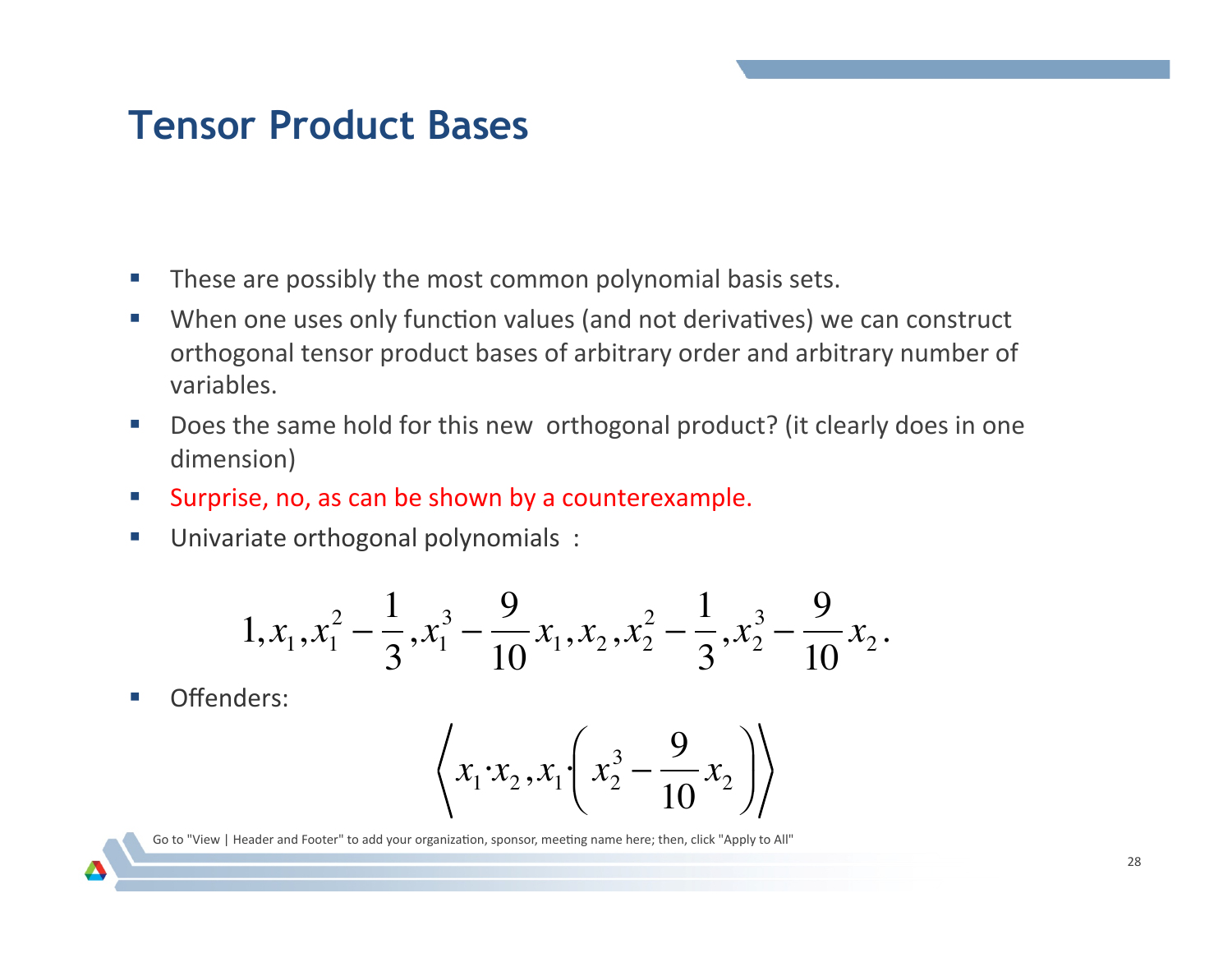# Tensor Product Bases

- These are possibly the most common polynomial basis sets.
- When one uses only function values (and not derivatives) we can construct orthogonal tensor product bases of arbitrary order and arbitrary number of variables.
- Does the same hold for this new orthogonal product? (it clearly does in one dimension)
- Surprise, no, as can be shown by a counterexample.
- Univariate orthogonal polynomials :

$$1, x_1, x_1^2 - \frac{1}{3}, x_1^3 - \frac{9}{10} x_1, x_2, x_2^2 - \frac{1}{3}, x_2^3 - \frac{9}{10} x_2 .$$

- Offenders:

$$\left\langle x_1 \cdot x_2, x_1 \cdot \left( x_2^3 - \frac{9}{10} x_2 \right) \right\rangle$$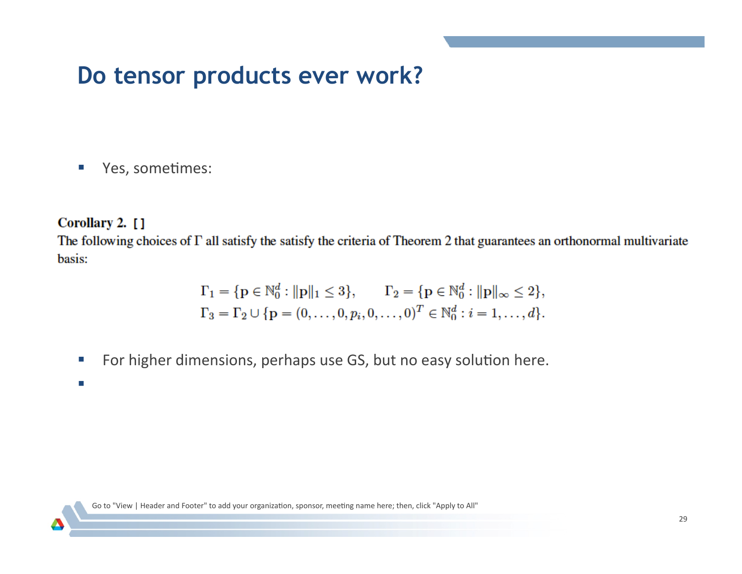# Do tensor products ever work?

- Yes, sometimes:

**Corollary 2. [ ]**
The following choices of $\Gamma$ all satisfy the satisfy the criteria of Theorem 2 that guarantees an orthonormal multivariate basis:

$$\Gamma_1 = \{\mathbf{p} \in \mathbb{N}_0^d : \|\mathbf{p}\|_1 \leq 3\}, \qquad \Gamma_2 = \{\mathbf{p} \in \mathbb{N}_0^d : \|\mathbf{p}\|_\infty \leq 2\},$$
$$\Gamma_3 = \Gamma_2 \cup \{\mathbf{p} = (0, \ldots, 0, p_i, 0, \ldots, 0)^T \in \mathbb{N}_0^d : i = 1, \ldots, d\}.$$

- For higher dimensions, perhaps use GS, but no easy solution here.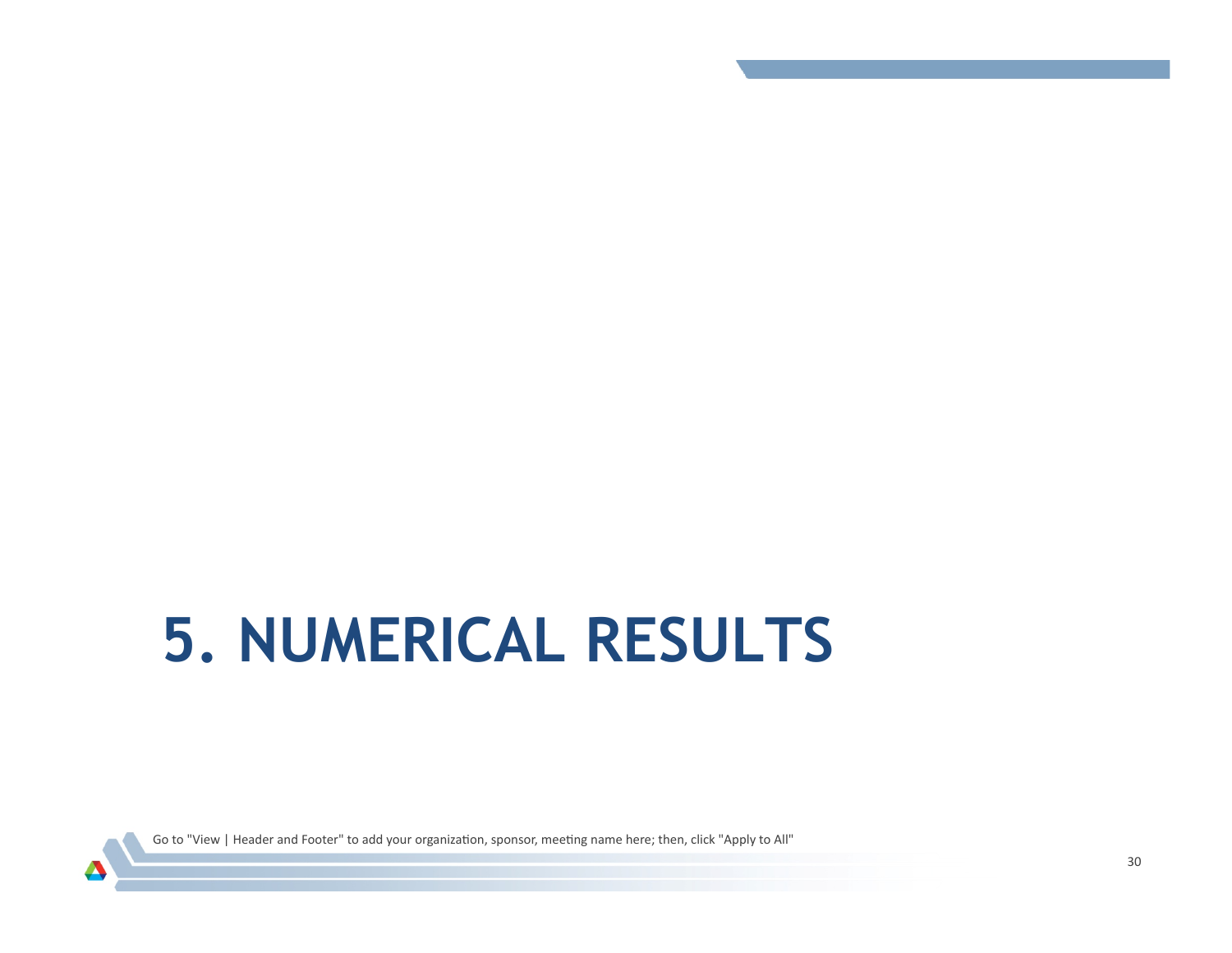# 5. NUMERICAL RESULTS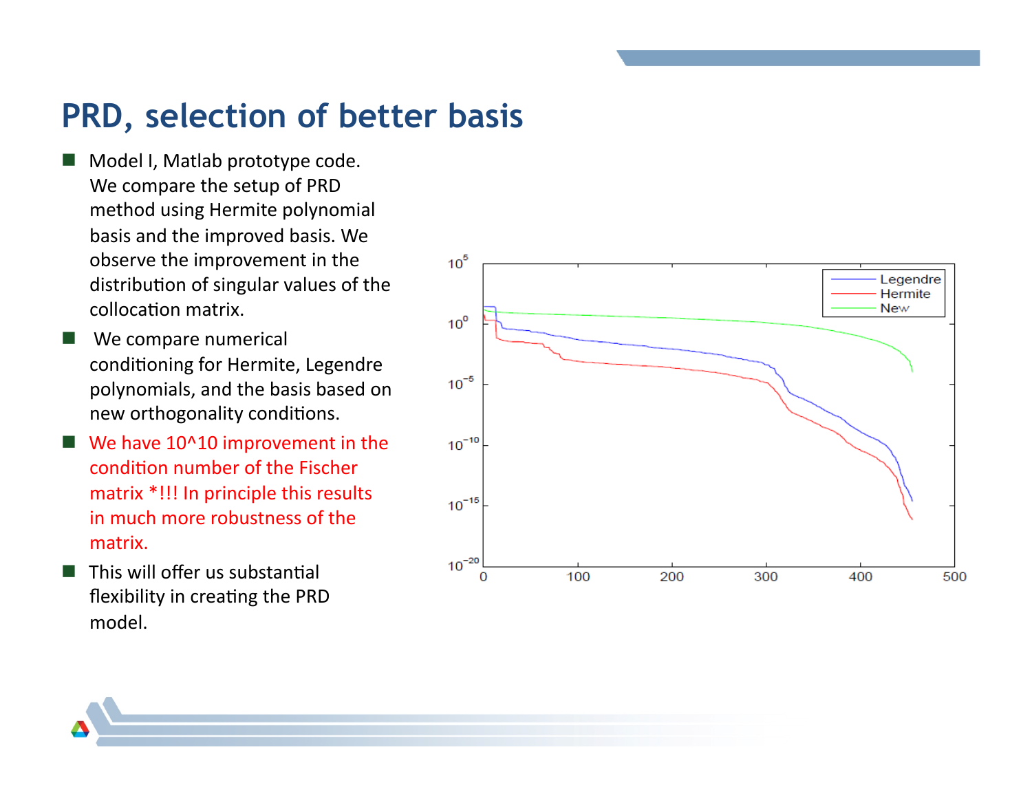# PRD, selection of better basis

- Model I, Matlab prototype code. We compare the setup of PRD method using Hermite polynomial basis and the improved basis. We observe the improvement in the distribution of singular values of the collocation matrix.
- We compare numerical conditioning for Hermite, Legendre polynomials, and the basis based on new orthogonality conditions.
- We have 10^10 improvement in the condition number of the Fischer matrix *!!! In principle this results in much more robustness of the matrix.
- This will offer us substantial flexibility in creating the PRD model.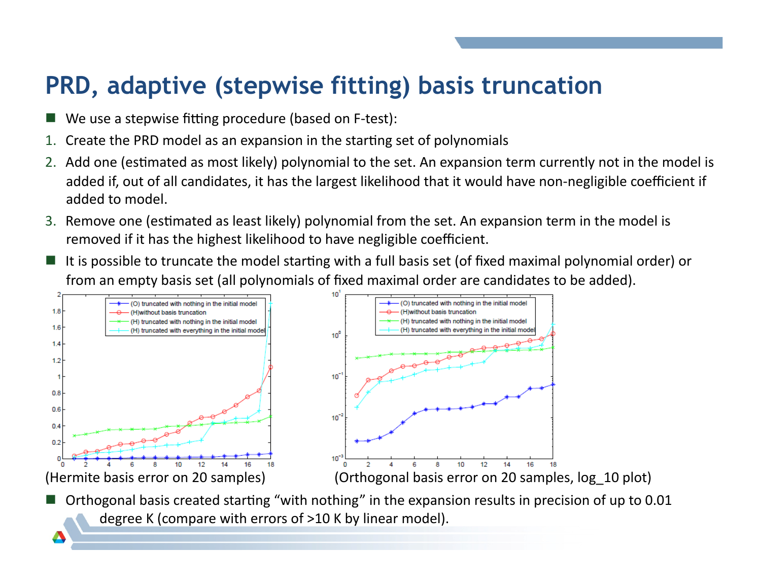# PRD, adaptive (stepwise fitting) basis truncation

- We use a stepwise fitting procedure (based on F-test):

1. Create the PRD model as an expansion in the starting set of polynomials
2. Add one (estimated as most likely) polynomial to the set. An expansion term currently not in the model is added if, out of all candidates, it has the largest likelihood that it would have non-negligible coefficient if added to model.
3. Remove one (estimated as least likely) polynomial from the set. An expansion term in the model is removed if it has the highest likelihood to have negligible coefficient.

- It is possible to truncate the model starting with a full basis set (of fixed maximal polynomial order) or from an empty basis set (all polynomials of fixed maximal order are candidates to be added).

(Hermite basis error on 20 samples)

(Orthogonal basis error on 20 samples, log_10 plot)

- Orthogonal basis created starting "with nothing" in the expansion results in precision of up to 0.01 degree K (compare with errors of >10 K by linear model).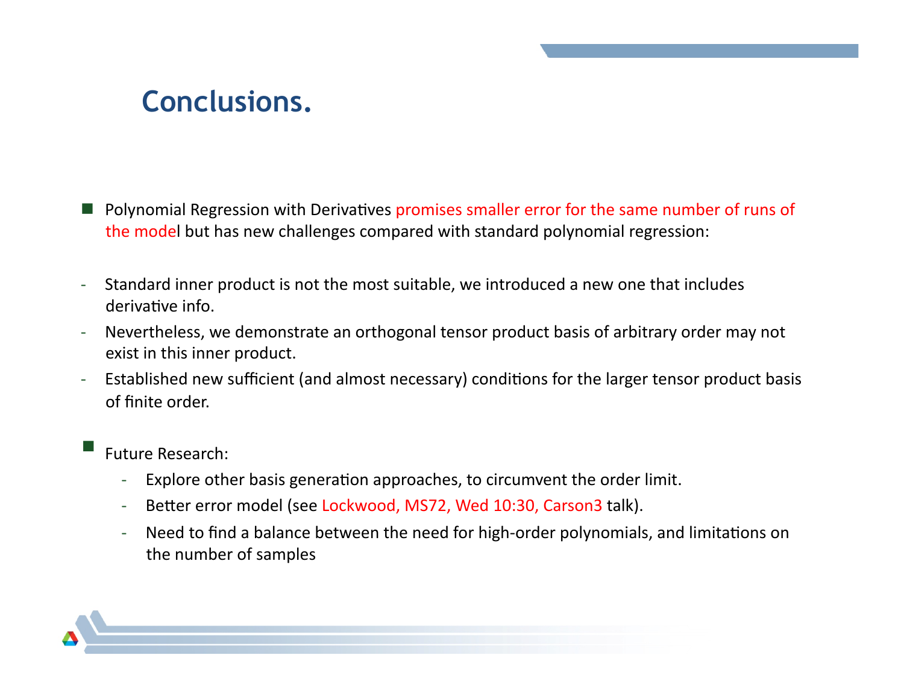# Conclusions.

- Polynomial Regression with Derivatives promises smaller error for the same number of runs of the model but has new challenges compared with standard polynomial regression:

- Standard inner product is not the most suitable, we introduced a new one that includes derivative info.
- Nevertheless, we demonstrate an orthogonal tensor product basis of arbitrary order may not exist in this inner product.
- Established new sufficient (and almost necessary) conditions for the larger tensor product basis of finite order.

- Future Research:
  - Explore other basis generation approaches, to circumvent the order limit.
  - Better error model (see Lockwood, MS72, Wed 10:30, Carson3 talk).
  - Need to find a balance between the need for high-order polynomials, and limitations on the number of samples